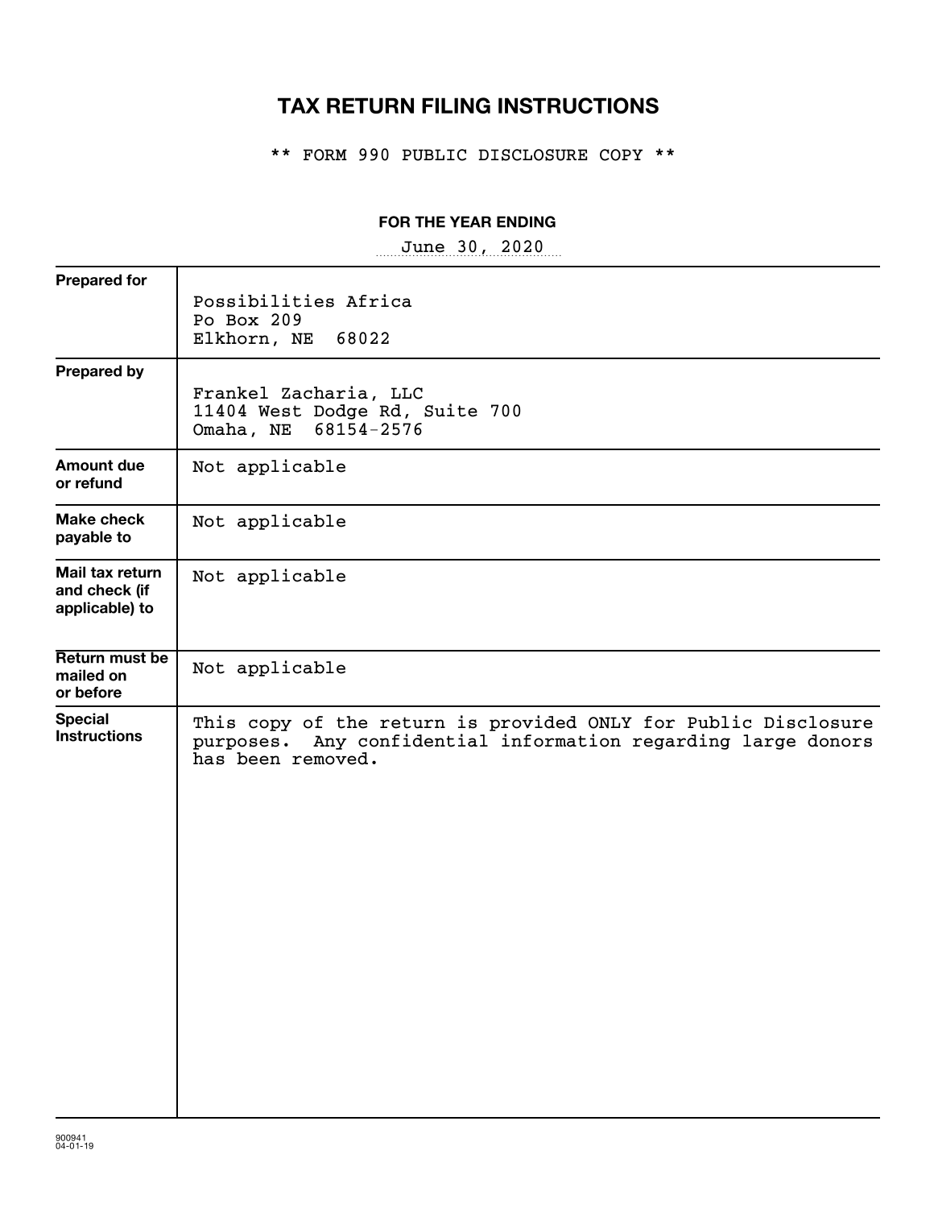# TAX RETURN FILING INSTRUCTIONS

** FORM 990 PUBLIC DISCLOSURE COPY **

**FOR THE YEAR ENDING**

June 30, 2020

| | |
|---|---|
| **Prepared for** | Possibilities Africa<br>Po Box 209<br>Elkhorn, NE 68022 |
| **Prepared by** | Frankel Zacharia, LLC<br>11404 West Dodge Rd, Suite 700<br>Omaha, NE 68154-2576 |
| **Amount due or refund** | Not applicable |
| **Make check payable to** | Not applicable |
| **Mail tax return and check (if applicable) to** | Not applicable |
| **Return must be mailed on or before** | Not applicable |
| **Special Instructions** | This copy of the return is provided ONLY for Public Disclosure purposes. Any confidential information regarding large donors has been removed. |

900941
04-01-19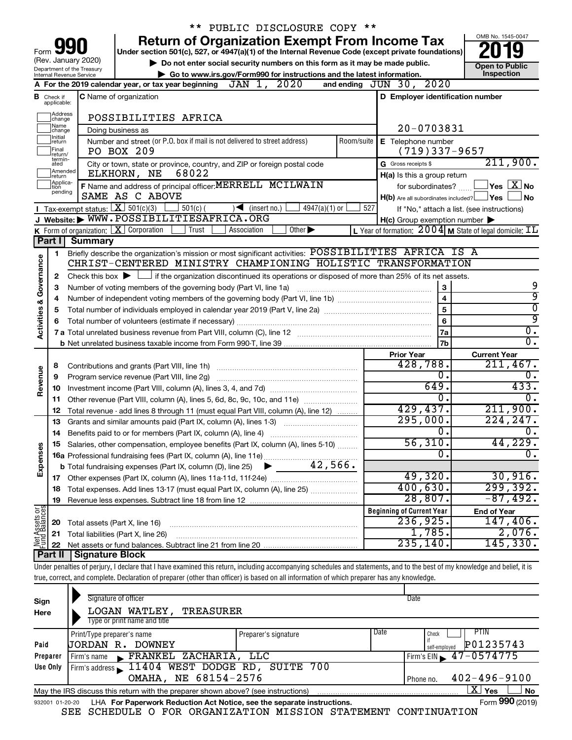\*\* PUBLIC DISCLOSURE COPY \*\*

# Form 990 — Return of Organization Exempt From Income Tax

Form **990** (Rev. January 2020)
Department of the Treasury
Internal Revenue Service

**Return of Organization Exempt From Income Tax**

Under section 501(c), 527, or 4947(a)(1) of the Internal Revenue Code (except private foundations)

▶ Do not enter social security numbers on this form as it may be made public.

▶ Go to www.irs.gov/Form990 for instructions and the latest information.

OMB No. 1545-0047

**2019**

**Open to Public Inspection**

**A** For the 2019 calendar year, or tax year beginning JAN 1, 2020 and ending JUN 30, 2020

**B** Check if applicable: Address change, Name change, Initial return, Final return/terminated, Amended return, Application pending

**C** Name of organization: POSSIBILITIES AFRICA

Doing business as

Number and street (or P.O. box if mail is not delivered to street address) / Room/suite: PO BOX 209

City or town, state or province, country, and ZIP or foreign postal code: ELKHORN, NE 68022

**D** Employer identification number: 20-0703831

**E** Telephone number: (719)337-9657

**G** Gross receipts $ 211,900.

**F** Name and address of principal officer: MERRELL MCILWAIN, SAME AS C ABOVE

**H(a)** Is this a group return for subordinates? ☐ Yes ☒ No

**H(b)** Are all subordinates included? ☐ Yes ☐ No — If "No," attach a list. (see instructions)

**H(c)** Group exemption number ▶

**I** Tax-exempt status: ☒ 501(c)(3) ☐ 501(c) ( ) ◀ (insert no.) ☐ 4947(a)(1) or ☐ 527

**J** Website: ▶ WWW.POSSIBILITIESAFRICA.ORG

**K** Form of organization: ☒ Corporation ☐ Trust ☐ Association ☐ Other ▶

**L** Year of formation: 2004 **M** State of legal domicile: IL

## Part I Summary

### Activities & Governance

1. Briefly describe the organization's mission or most significant activities: POSSIBILITIES AFRICA IS A CHRIST-CENTERED MINISTRY CHAMPIONING HOLISTIC TRANSFORMATION
2. Check this box ▶ ☐ if the organization discontinued its operations or disposed of more than 25% of its net assets.

| Line | Description | Box | Value |
|---|---|---|---|
| 3 | Number of voting members of the governing body (Part VI, line 1a) | 3 | 9 |
| 4 | Number of independent voting members of the governing body (Part VI, line 1b) | 4 | 9 |
| 5 | Total number of individuals employed in calendar year 2019 (Part V, line 2a) | 5 | 0 |
| 6 | Total number of volunteers (estimate if necessary) | 6 | 9 |
| 7a | Total unrelated business revenue from Part VIII, column (C), line 12 | 7a | 0. |
| 7b | Net unrelated business taxable income from Form 990-T, line 39 | 7b | 0. |

### Revenue / Expenses

| Line | Description | Prior Year | Current Year |
|---|---|---|---|
| 8 | Contributions and grants (Part VIII, line 1h) | 428,788. | 211,467. |
| 9 | Program service revenue (Part VIII, line 2g) | 0. | 0. |
| 10 | Investment income (Part VIII, column (A), lines 3, 4, and 7d) | 649. | 433. |
| 11 | Other revenue (Part VIII, column (A), lines 5, 6d, 8c, 9c, 10c, and 11e) | 0. | 0. |
| 12 | Total revenue - add lines 8 through 11 (must equal Part VIII, column (A), line 12) | 429,437. | 211,900. |
| 13 | Grants and similar amounts paid (Part IX, column (A), lines 1-3) | 295,000. | 224,247. |
| 14 | Benefits paid to or for members (Part IX, column (A), line 4) | 0. | 0. |
| 15 | Salaries, other compensation, employee benefits (Part IX, column (A), lines 5-10) | 56,310. | 44,229. |
| 16a | Professional fundraising fees (Part IX, column (A), line 11e) | 0. | 0. |
| b | Total fundraising expenses (Part IX, column (D), line 25) ▶ 42,566. | | |
| 17 | Other expenses (Part IX, column (A), lines 11a-11d, 11f-24e) | 49,320. | 30,916. |
| 18 | Total expenses. Add lines 13-17 (must equal Part IX, column (A), line 25) | 400,630. | 299,392. |
| 19 | Revenue less expenses. Subtract line 18 from line 12 | 28,807. | -87,492. |

### Net Assets or Fund Balances

| Line | Description | Beginning of Current Year | End of Year |
|---|---|---|---|
| 20 | Total assets (Part X, line 16) | 236,925. | 147,406. |
| 21 | Total liabilities (Part X, line 26) | 1,785. | 2,076. |
| 22 | Net assets or fund balances. Subtract line 21 from line 20 | 235,140. | 145,330. |

## Part II Signature Block

Under penalties of perjury, I declare that I have examined this return, including accompanying schedules and statements, and to the best of my knowledge and belief, it is true, correct, and complete. Declaration of preparer (other than officer) is based on all information of which preparer has any knowledge.

**Sign Here**

Signature of officer — Date

LOGAN WATLEY, TREASURER
Type or print name and title

**Paid Preparer Use Only**

| Print/Type preparer's name | Preparer's signature | Date | Check if self-employed | PTIN |
|---|---|---|---|---|
| JORDAN R. DOWNEY | | | ☐ | P01235743 |

Firm's name ▶ FRANKEL ZACHARIA, LLC — Firm's EIN ▶ 47-0574775

Firm's address ▶ 11404 WEST DODGE RD, SUITE 700, OMAHA, NE 68154-2576 — Phone no. 402-496-9100

May the IRS discuss this return with the preparer shown above? (see instructions) ☒ Yes ☐ No

932001 01-20-20 LHA For Paperwork Reduction Act Notice, see the separate instructions. Form **990** (2019)

SEE SCHEDULE O FOR ORGANIZATION MISSION STATEMENT CONTINUATION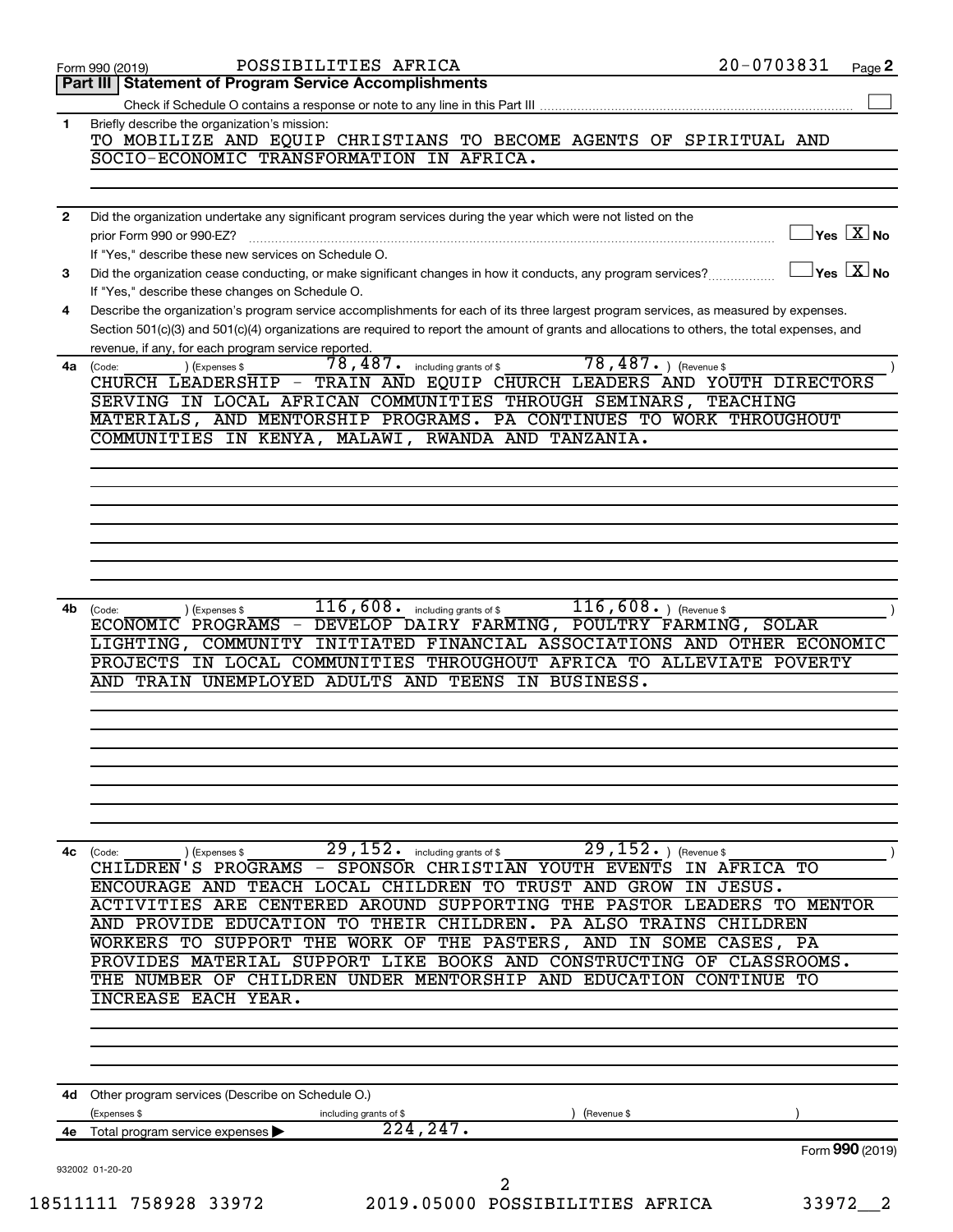Form 990 (2019) POSSIBILITIES AFRICA 20-0703831 Page **2**

## Part III | Statement of Program Service Accomplishments

Check if Schedule O contains a response or note to any line in this Part III ☐

**1** Briefly describe the organization's mission:

TO MOBILIZE AND EQUIP CHRISTIANS TO BECOME AGENTS OF SPIRITUAL AND SOCIO-ECONOMIC TRANSFORMATION IN AFRICA.

**2** Did the organization undertake any significant program services during the year which were not listed on the prior Form 990 or 990-EZ? ☐ Yes ☒ No

If "Yes," describe these new services on Schedule O.

**3** Did the organization cease conducting, or make significant changes in how it conducts, any program services? ☐ Yes ☒ No

If "Yes," describe these changes on Schedule O.

**4** Describe the organization's program service accomplishments for each of its three largest program services, as measured by expenses. Section 501(c)(3) and 501(c)(4) organizations are required to report the amount of grants and allocations to others, the total expenses, and revenue, if any, for each program service reported.

**4a** (Code: ) (Expenses $ 78,487. including grants of $ 78,487. ) (Revenue $ )

CHURCH LEADERSHIP - TRAIN AND EQUIP CHURCH LEADERS AND YOUTH DIRECTORS SERVING IN LOCAL AFRICAN COMMUNITIES THROUGH SEMINARS, TEACHING MATERIALS, AND MENTORSHIP PROGRAMS. PA CONTINUES TO WORK THROUGHOUT COMMUNITIES IN KENYA, MALAWI, RWANDA AND TANZANIA.

**4b** (Code: ) (Expenses $ 116,608. including grants of $ 116,608. ) (Revenue $ )

ECONOMIC PROGRAMS - DEVELOP DAIRY FARMING, POULTRY FARMING, SOLAR LIGHTING, COMMUNITY INITIATED FINANCIAL ASSOCIATIONS AND OTHER ECONOMIC PROJECTS IN LOCAL COMMUNITIES THROUGHOUT AFRICA TO ALLEVIATE POVERTY AND TRAIN UNEMPLOYED ADULTS AND TEENS IN BUSINESS.

**4c** (Code: ) (Expenses $ 29,152. including grants of $ 29,152. ) (Revenue $ )

CHILDREN'S PROGRAMS - SPONSOR CHRISTIAN YOUTH EVENTS IN AFRICA TO ENCOURAGE AND TEACH LOCAL CHILDREN TO TRUST AND GROW IN JESUS. ACTIVITIES ARE CENTERED AROUND SUPPORTING THE PASTOR LEADERS TO MENTOR AND PROVIDE EDUCATION TO THEIR CHILDREN. PA ALSO TRAINS CHILDREN WORKERS TO SUPPORT THE WORK OF THE PASTERS, AND IN SOME CASES, PA PROVIDES MATERIAL SUPPORT LIKE BOOKS AND CONSTRUCTING OF CLASSROOMS. THE NUMBER OF CHILDREN UNDER MENTORSHIP AND EDUCATION CONTINUE TO INCREASE EACH YEAR.

**4d** Other program services (Describe on Schedule O.)

(Expenses $ including grants of $ ) (Revenue $ )

**4e** Total program service expenses ▶ 224,247.

Form **990** (2019)

932002 01-20-20

18511111 758928 33972 2019.05000 POSSIBILITIES AFRICA 33972__2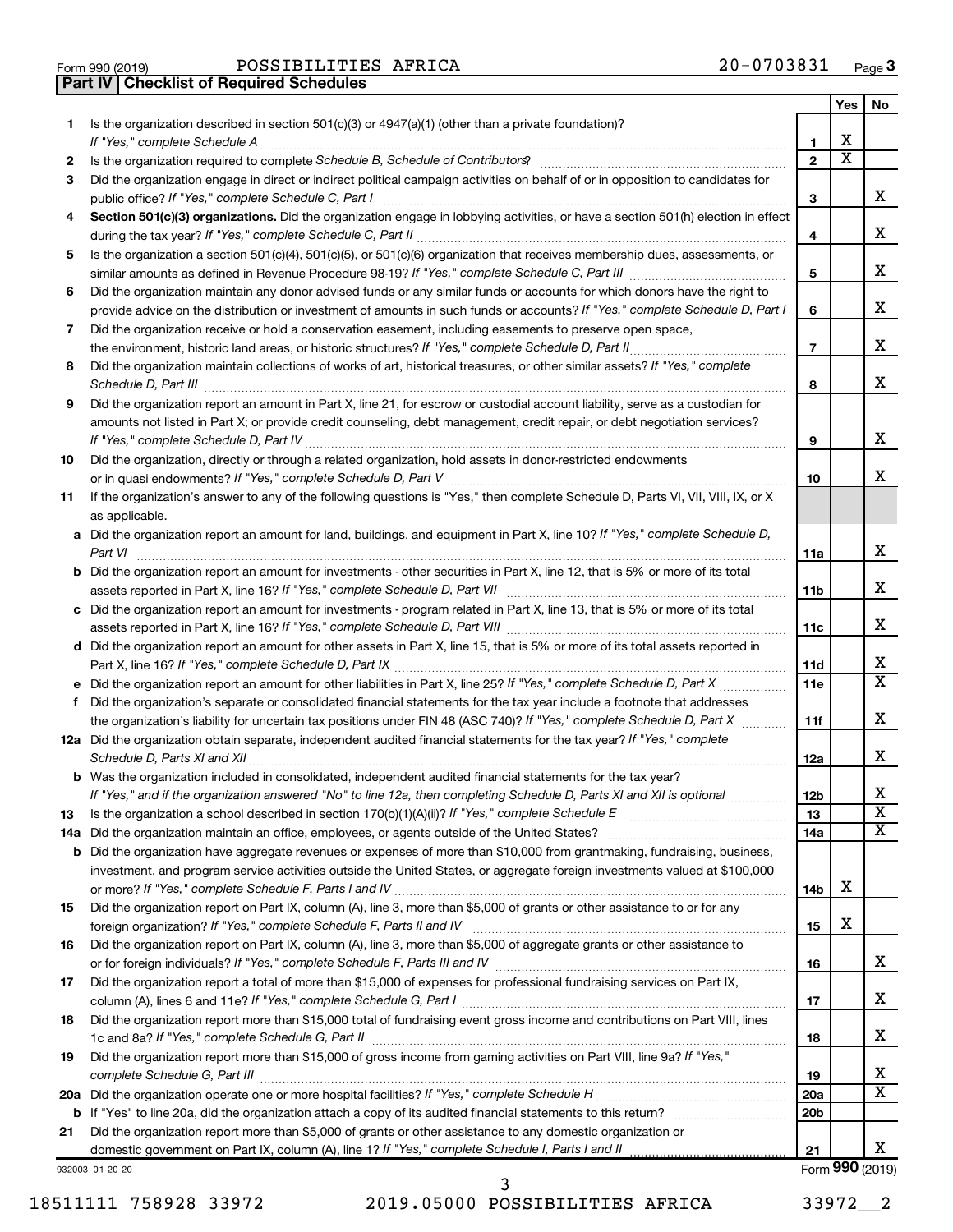Form 990 (2019) POSSIBILITIES AFRICA 20-0703831 Page **3**

## Part IV | Checklist of Required Schedules

| | | | Yes | No |
|---|---|---|---|---|
| **1** | Is the organization described in section 501(c)(3) or 4947(a)(1) (other than a private foundation)? *If "Yes," complete Schedule A* | **1** | X | |
| **2** | Is the organization required to complete *Schedule B, Schedule of Contributors*? | **2** | X | |
| **3** | Did the organization engage in direct or indirect political campaign activities on behalf of or in opposition to candidates for public office? *If "Yes," complete Schedule C, Part I* | **3** | | X |
| **4** | **Section 501(c)(3) organizations.** Did the organization engage in lobbying activities, or have a section 501(h) election in effect during the tax year? *If "Yes," complete Schedule C, Part II* | **4** | | X |
| **5** | Is the organization a section 501(c)(4), 501(c)(5), or 501(c)(6) organization that receives membership dues, assessments, or similar amounts as defined in Revenue Procedure 98-19? *If "Yes," complete Schedule C, Part III* | **5** | | X |
| **6** | Did the organization maintain any donor advised funds or any similar funds or accounts for which donors have the right to provide advice on the distribution or investment of amounts in such funds or accounts? *If "Yes," complete Schedule D, Part I* | **6** | | X |
| **7** | Did the organization receive or hold a conservation easement, including easements to preserve open space, the environment, historic land areas, or historic structures? *If "Yes," complete Schedule D, Part II* | **7** | | X |
| **8** | Did the organization maintain collections of works of art, historical treasures, or other similar assets? *If "Yes," complete Schedule D, Part III* | **8** | | X |
| **9** | Did the organization report an amount in Part X, line 21, for escrow or custodial account liability, serve as a custodian for amounts not listed in Part X; or provide credit counseling, debt management, credit repair, or debt negotiation services? *If "Yes," complete Schedule D, Part IV* | **9** | | X |
| **10** | Did the organization, directly or through a related organization, hold assets in donor-restricted endowments or in quasi endowments? *If "Yes," complete Schedule D, Part V* | **10** | | X |
| **11** | If the organization's answer to any of the following questions is "Yes," then complete Schedule D, Parts VI, VII, VIII, IX, or X as applicable. | | | |
| **a** | Did the organization report an amount for land, buildings, and equipment in Part X, line 10? *If "Yes," complete Schedule D, Part VI* | **11a** | | X |
| **b** | Did the organization report an amount for investments - other securities in Part X, line 12, that is 5% or more of its total assets reported in Part X, line 16? *If "Yes," complete Schedule D, Part VII* | **11b** | | X |
| **c** | Did the organization report an amount for investments - program related in Part X, line 13, that is 5% or more of its total assets reported in Part X, line 16? *If "Yes," complete Schedule D, Part VIII* | **11c** | | X |
| **d** | Did the organization report an amount for other assets in Part X, line 15, that is 5% or more of its total assets reported in Part X, line 16? *If "Yes," complete Schedule D, Part IX* | **11d** | | X |
| **e** | Did the organization report an amount for other liabilities in Part X, line 25? *If "Yes," complete Schedule D, Part X* | **11e** | | X |
| **f** | Did the organization's separate or consolidated financial statements for the tax year include a footnote that addresses the organization's liability for uncertain tax positions under FIN 48 (ASC 740)? *If "Yes," complete Schedule D, Part X* | **11f** | | X |
| **12a** | Did the organization obtain separate, independent audited financial statements for the tax year? *If "Yes," complete Schedule D, Parts XI and XII* | **12a** | | X |
| **b** | Was the organization included in consolidated, independent audited financial statements for the tax year? *If "Yes," and if the organization answered "No" to line 12a, then completing Schedule D, Parts XI and XII is optional* | **12b** | | X |
| **13** | Is the organization a school described in section 170(b)(1)(A)(ii)? *If "Yes," complete Schedule E* | **13** | | X |
| **14a** | Did the organization maintain an office, employees, or agents outside of the United States? | **14a** | | X |
| **b** | Did the organization have aggregate revenues or expenses of more than $10,000 from grantmaking, fundraising, business, investment, and program service activities outside the United States, or aggregate foreign investments valued at $100,000 or more? *If "Yes," complete Schedule F, Parts I and IV* | **14b** | X | |
| **15** | Did the organization report on Part IX, column (A), line 3, more than $5,000 of grants or other assistance to or for any foreign organization? *If "Yes," complete Schedule F, Parts II and IV* | **15** | X | |
| **16** | Did the organization report on Part IX, column (A), line 3, more than $5,000 of aggregate grants or other assistance to or for foreign individuals? *If "Yes," complete Schedule F, Parts III and IV* | **16** | | X |
| **17** | Did the organization report a total of more than $15,000 of expenses for professional fundraising services on Part IX, column (A), lines 6 and 11e? *If "Yes," complete Schedule G, Part I* | **17** | | X |
| **18** | Did the organization report more than $15,000 total of fundraising event gross income and contributions on Part VIII, lines 1c and 8a? *If "Yes," complete Schedule G, Part II* | **18** | | X |
| **19** | Did the organization report more than $15,000 of gross income from gaming activities on Part VIII, line 9a? *If "Yes," complete Schedule G, Part III* | **19** | | X |
| **20a** | Did the organization operate one or more hospital facilities? *If "Yes," complete Schedule H* | **20a** | | X |
| **b** | If "Yes" to line 20a, did the organization attach a copy of its audited financial statements to this return? | **20b** | | |
| **21** | Did the organization report more than $5,000 of grants or other assistance to any domestic organization or domestic government on Part IX, column (A), line 1? *If "Yes," complete Schedule I, Parts I and II* | **21** | | X |

932003 01-20-20 Form **990** (2019)

18511111 758928 33972 2019.05000 POSSIBILITIES AFRICA 33972__2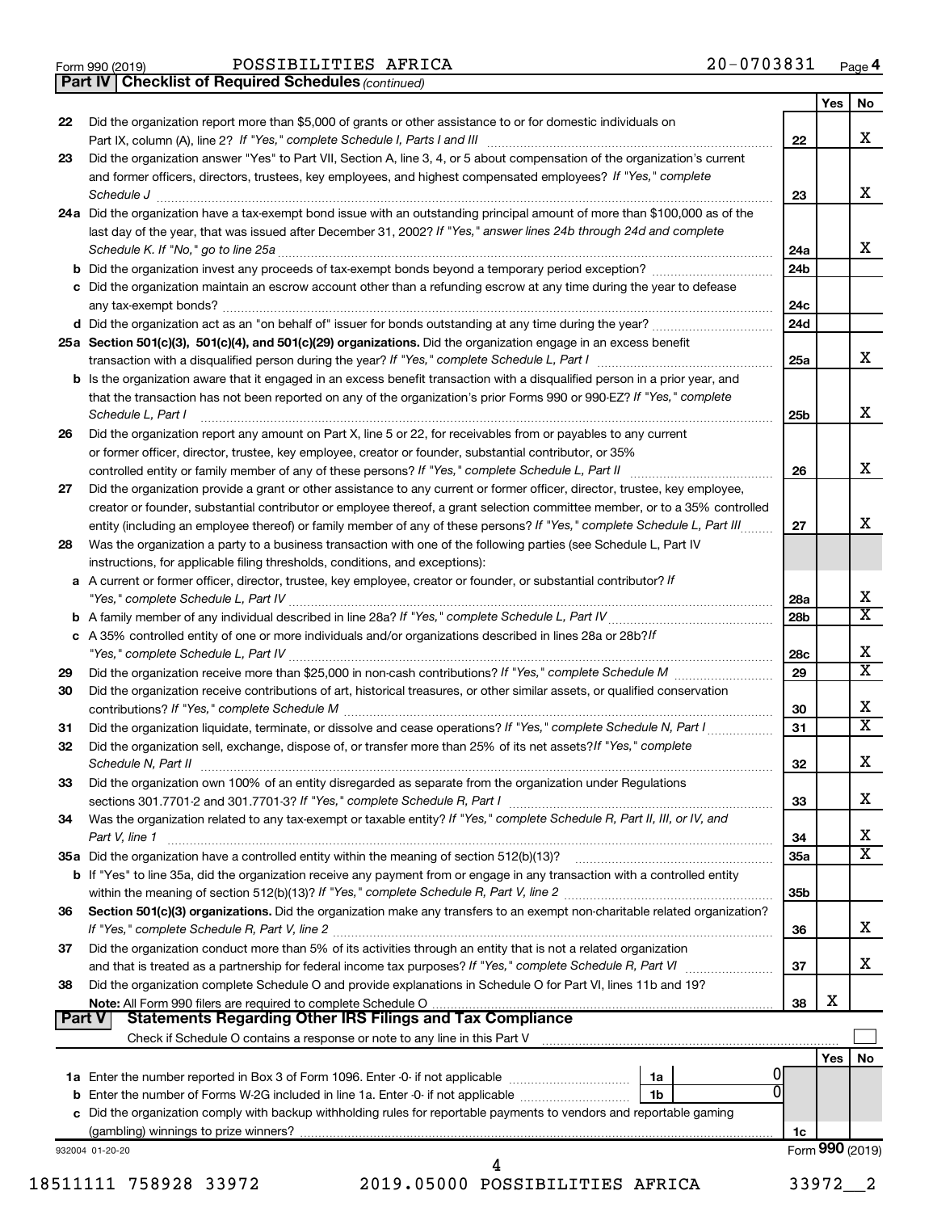Form 990 (2019) POSSIBILITIES AFRICA 20-0703831 Page 4

**Part IV | Checklist of Required Schedules** *(continued)*

| | | | Yes | No |
|---|---|---|---|---|
| 22 | Did the organization report more than $5,000 of grants or other assistance to or for domestic individuals on Part IX, column (A), line 2? *If "Yes," complete Schedule I, Parts I and III* | 22 | | X |
| 23 | Did the organization answer "Yes" to Part VII, Section A, line 3, 4, or 5 about compensation of the organization's current and former officers, directors, trustees, key employees, and highest compensated employees? *If "Yes," complete Schedule J* | 23 | | X |
| 24a | Did the organization have a tax-exempt bond issue with an outstanding principal amount of more than $100,000 as of the last day of the year, that was issued after December 31, 2002? *If "Yes," answer lines 24b through 24d and complete Schedule K. If "No," go to line 25a* | 24a | | X |
| b | Did the organization invest any proceeds of tax-exempt bonds beyond a temporary period exception? | 24b | | |
| c | Did the organization maintain an escrow account other than a refunding escrow at any time during the year to defease any tax-exempt bonds? | 24c | | |
| d | Did the organization act as an "on behalf of" issuer for bonds outstanding at any time during the year? | 24d | | |
| 25a | **Section 501(c)(3), 501(c)(4), and 501(c)(29) organizations.** Did the organization engage in an excess benefit transaction with a disqualified person during the year? *If "Yes," complete Schedule L, Part I* | 25a | | X |
| b | Is the organization aware that it engaged in an excess benefit transaction with a disqualified person in a prior year, and that the transaction has not been reported on any of the organization's prior Forms 990 or 990-EZ? *If "Yes," complete Schedule L, Part I* | 25b | | X |
| 26 | Did the organization report any amount on Part X, line 5 or 22, for receivables from or payables to any current or former officer, director, trustee, key employee, creator or founder, substantial contributor, or 35% controlled entity or family member of any of these persons? *If "Yes," complete Schedule L, Part II* | 26 | | X |
| 27 | Did the organization provide a grant or other assistance to any current or former officer, director, trustee, key employee, creator or founder, substantial contributor or employee thereof, a grant selection committee member, or to a 35% controlled entity (including an employee thereof) or family member of any of these persons? *If "Yes," complete Schedule L, Part III* | 27 | | X |
| 28 | Was the organization a party to a business transaction with one of the following parties (see Schedule L, Part IV instructions, for applicable filing thresholds, conditions, and exceptions): | | | |
| a | A current or former officer, director, trustee, key employee, creator or founder, or substantial contributor? *If "Yes," complete Schedule L, Part IV* | 28a | | X |
| b | A family member of any individual described in line 28a? *If "Yes," complete Schedule L, Part IV* | 28b | | X |
| c | A 35% controlled entity of one or more individuals and/or organizations described in lines 28a or 28b? *If "Yes," complete Schedule L, Part IV* | 28c | | X |
| 29 | Did the organization receive more than $25,000 in non-cash contributions? *If "Yes," complete Schedule M* | 29 | | X |
| 30 | Did the organization receive contributions of art, historical treasures, or other similar assets, or qualified conservation contributions? *If "Yes," complete Schedule M* | 30 | | X |
| 31 | Did the organization liquidate, terminate, or dissolve and cease operations? *If "Yes," complete Schedule N, Part I* | 31 | | X |
| 32 | Did the organization sell, exchange, dispose of, or transfer more than 25% of its net assets? *If "Yes," complete Schedule N, Part II* | 32 | | X |
| 33 | Did the organization own 100% of an entity disregarded as separate from the organization under Regulations sections 301.7701-2 and 301.7701-3? *If "Yes," complete Schedule R, Part I* | 33 | | X |
| 34 | Was the organization related to any tax-exempt or taxable entity? *If "Yes," complete Schedule R, Part II, III, or IV, and Part V, line 1* | 34 | | X |
| 35a | Did the organization have a controlled entity within the meaning of section 512(b)(13)? | 35a | | X |
| b | If "Yes" to line 35a, did the organization receive any payment from or engage in any transaction with a controlled entity within the meaning of section 512(b)(13)? *If "Yes," complete Schedule R, Part V, line 2* | 35b | | |
| 36 | **Section 501(c)(3) organizations.** Did the organization make any transfers to an exempt non-charitable related organization? *If "Yes," complete Schedule R, Part V, line 2* | 36 | | X |
| 37 | Did the organization conduct more than 5% of its activities through an entity that is not a related organization and that is treated as a partnership for federal income tax purposes? *If "Yes," complete Schedule R, Part VI* | 37 | | X |
| 38 | Did the organization complete Schedule O and provide explanations in Schedule O for Part VI, lines 11b and 19? **Note:** All Form 990 filers are required to complete Schedule O | 38 | X | |

**Part V | Statements Regarding Other IRS Filings and Tax Compliance**

Check if Schedule O contains a response or note to any line in this Part V ☐

| | | | | Yes | No |
|---|---|---|---|---|---|
| 1a | Enter the number reported in Box 3 of Form 1096. Enter -0- if not applicable | 1a | 0 | | |
| b | Enter the number of Forms W-2G included in line 1a. Enter -0- if not applicable | 1b | 0 | | |
| c | Did the organization comply with backup withholding rules for reportable payments to vendors and reportable gaming (gambling) winnings to prize winners? | 1c | | | |

932004 01-20-20 Form **990** (2019)

18511111 758928 33972 2019.05000 POSSIBILITIES AFRICA 33972__2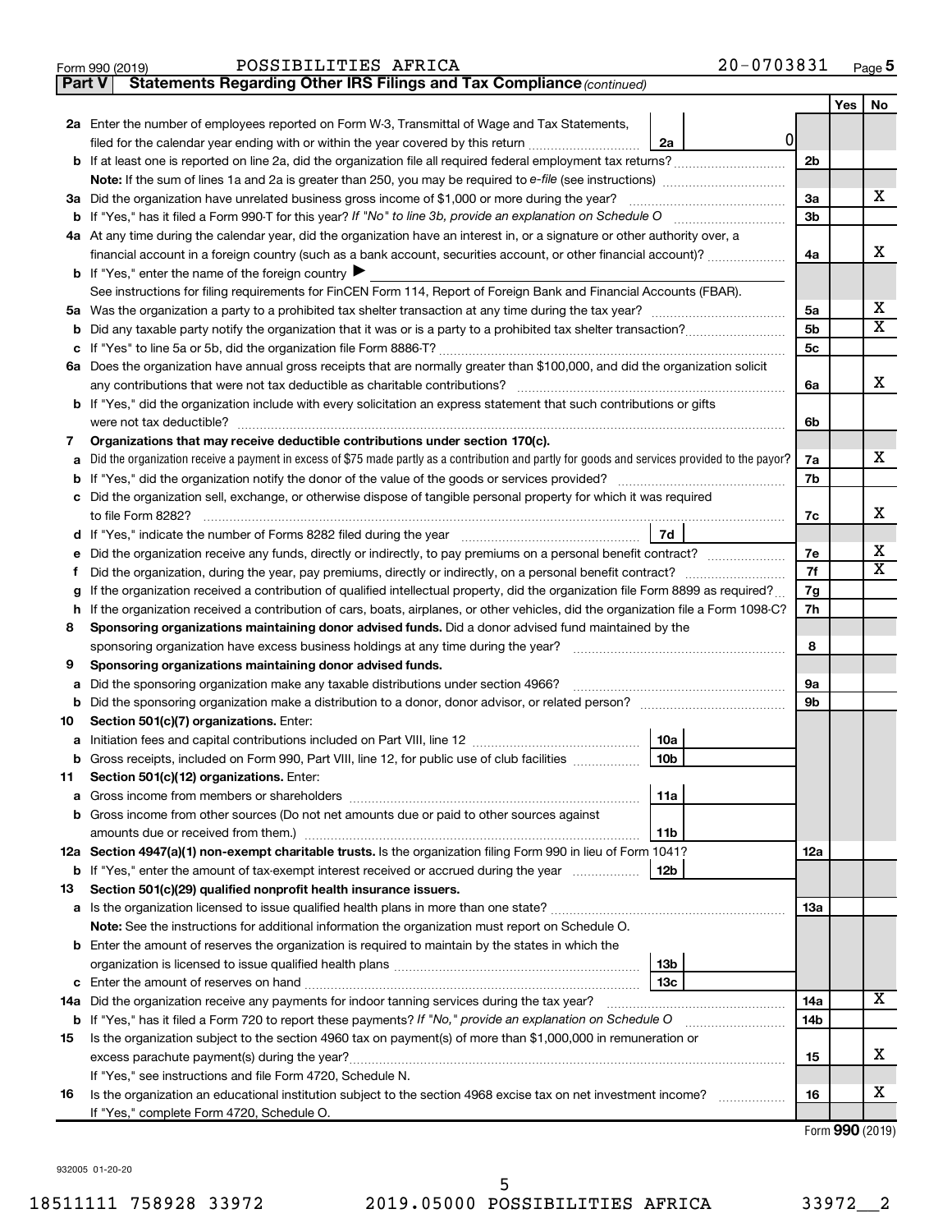Form 990 (2019) POSSIBILITIES AFRICA 20-0703831 Page **5**

**Part V Statements Regarding Other IRS Filings and Tax Compliance** *(continued)*

| | | | | Yes | No |
|---|---|---|---|---|---|
| **2a** | Enter the number of employees reported on Form W-3, Transmittal of Wage and Tax Statements, filed for the calendar year ending with or within the year covered by this return | **2a** 0 | | | |
| **b** | If at least one is reported on line 2a, did the organization file all required federal employment tax returns? | | **2b** | | |
| | **Note:** If the sum of lines 1a and 2a is greater than 250, you may be required to *e-file* (see instructions) | | | | |
| **3a** | Did the organization have unrelated business gross income of $1,000 or more during the year? | | **3a** | | X |
| **b** | If "Yes," has it filed a Form 990-T for this year? *If "No" to line 3b, provide an explanation on Schedule O* | | **3b** | | |
| **4a** | At any time during the calendar year, did the organization have an interest in, or a signature or other authority over, a financial account in a foreign country (such as a bank account, securities account, or other financial account)? | | **4a** | | X |
| **b** | If "Yes," enter the name of the foreign country ▶ | | | | |
| | See instructions for filing requirements for FinCEN Form 114, Report of Foreign Bank and Financial Accounts (FBAR). | | | | |
| **5a** | Was the organization a party to a prohibited tax shelter transaction at any time during the tax year? | | **5a** | | X |
| **b** | Did any taxable party notify the organization that it was or is a party to a prohibited tax shelter transaction? | | **5b** | | X |
| **c** | If "Yes" to line 5a or 5b, did the organization file Form 8886-T? | | **5c** | | |
| **6a** | Does the organization have annual gross receipts that are normally greater than $100,000, and did the organization solicit any contributions that were not tax deductible as charitable contributions? | | **6a** | | X |
| **b** | If "Yes," did the organization include with every solicitation an express statement that such contributions or gifts were not tax deductible? | | **6b** | | |
| **7** | **Organizations that may receive deductible contributions under section 170(c).** | | | | |
| **a** | Did the organization receive a payment in excess of $75 made partly as a contribution and partly for goods and services provided to the payor? | | **7a** | | X |
| **b** | If "Yes," did the organization notify the donor of the value of the goods or services provided? | | **7b** | | |
| **c** | Did the organization sell, exchange, or otherwise dispose of tangible personal property for which it was required to file Form 8282? | | **7c** | | X |
| **d** | If "Yes," indicate the number of Forms 8282 filed during the year | **7d** | | | |
| **e** | Did the organization receive any funds, directly or indirectly, to pay premiums on a personal benefit contract? | | **7e** | | X |
| **f** | Did the organization, during the year, pay premiums, directly or indirectly, on a personal benefit contract? | | **7f** | | X |
| **g** | If the organization received a contribution of qualified intellectual property, did the organization file Form 8899 as required? | | **7g** | | |
| **h** | If the organization received a contribution of cars, boats, airplanes, or other vehicles, did the organization file a Form 1098-C? | | **7h** | | |
| **8** | **Sponsoring organizations maintaining donor advised funds.** Did a donor advised fund maintained by the sponsoring organization have excess business holdings at any time during the year? | | **8** | | |
| **9** | **Sponsoring organizations maintaining donor advised funds.** | | | | |
| **a** | Did the sponsoring organization make any taxable distributions under section 4966? | | **9a** | | |
| **b** | Did the sponsoring organization make a distribution to a donor, donor advisor, or related person? | | **9b** | | |
| **10** | **Section 501(c)(7) organizations.** Enter: | | | | |
| **a** | Initiation fees and capital contributions included on Part VIII, line 12 | **10a** | | | |
| **b** | Gross receipts, included on Form 990, Part VIII, line 12, for public use of club facilities | **10b** | | | |
| **11** | **Section 501(c)(12) organizations.** Enter: | | | | |
| **a** | Gross income from members or shareholders | **11a** | | | |
| **b** | Gross income from other sources (Do not net amounts due or paid to other sources against amounts due or received from them.) | **11b** | | | |
| **12a** | **Section 4947(a)(1) non-exempt charitable trusts.** Is the organization filing Form 990 in lieu of Form 1041? | | **12a** | | |
| **b** | If "Yes," enter the amount of tax-exempt interest received or accrued during the year | **12b** | | | |
| **13** | **Section 501(c)(29) qualified nonprofit health insurance issuers.** | | | | |
| **a** | Is the organization licensed to issue qualified health plans in more than one state? | | **13a** | | |
| | **Note:** See the instructions for additional information the organization must report on Schedule O. | | | | |
| **b** | Enter the amount of reserves the organization is required to maintain by the states in which the organization is licensed to issue qualified health plans | **13b** | | | |
| **c** | Enter the amount of reserves on hand | **13c** | | | |
| **14a** | Did the organization receive any payments for indoor tanning services during the tax year? | | **14a** | | X |
| **b** | If "Yes," has it filed a Form 720 to report these payments? *If "No," provide an explanation on Schedule O* | | **14b** | | |
| **15** | Is the organization subject to the section 4960 tax on payment(s) of more than $1,000,000 in remuneration or excess parachute payment(s) during the year? | | **15** | | X |
| | If "Yes," see instructions and file Form 4720, Schedule N. | | | | |
| **16** | Is the organization an educational institution subject to the section 4968 excise tax on net investment income? | | **16** | | X |
| | If "Yes," complete Form 4720, Schedule O. | | | | |

Form **990** (2019)

932005 01-20-20

18511111 758928 33972 2019.05000 POSSIBILITIES AFRICA 33972__2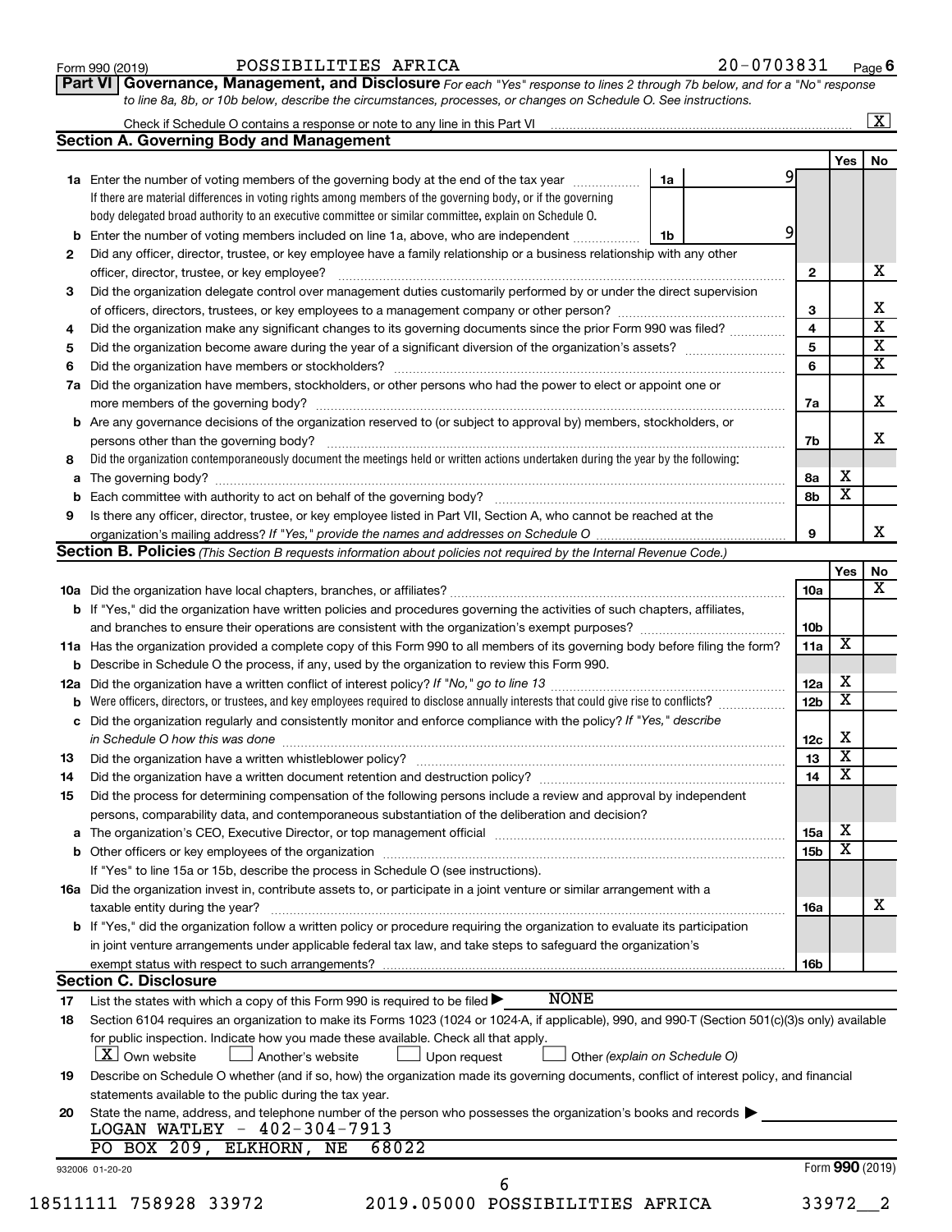Form 990 (2019) POSSIBILITIES AFRICA 20-0703831 Page 6

**Part VI** **Governance, Management, and Disclosure** *For each "Yes" response to lines 2 through 7b below, and for a "No" response to line 8a, 8b, or 10b below, describe the circumstances, processes, or changes on Schedule O. See instructions.*

Check if Schedule O contains a response or note to any line in this Part VI ..... [X]

## Section A. Governing Body and Management

| | | | | Yes | No |
|---|---|---|---|---|---|
| **1a** | Enter the number of voting members of the governing body at the end of the tax year ..... **1a** 9<br>If there are material differences in voting rights among members of the governing body, or if the governing body delegated broad authority to an executive committee or similar committee, explain on Schedule O. | | | | |
| **b** | Enter the number of voting members included on line 1a, above, who are independent ..... **1b** 9 | | | | |
| **2** | Did any officer, director, trustee, or key employee have a family relationship or a business relationship with any other officer, director, trustee, or key employee? | | **2** | | X |
| **3** | Did the organization delegate control over management duties customarily performed by or under the direct supervision of officers, directors, trustees, or key employees to a management company or other person? | | **3** | | X |
| **4** | Did the organization make any significant changes to its governing documents since the prior Form 990 was filed? | | **4** | | X |
| **5** | Did the organization become aware during the year of a significant diversion of the organization's assets? | | **5** | | X |
| **6** | Did the organization have members or stockholders? | | **6** | | X |
| **7a** | Did the organization have members, stockholders, or other persons who had the power to elect or appoint one or more members of the governing body? | | **7a** | | X |
| **b** | Are any governance decisions of the organization reserved to (or subject to approval by) members, stockholders, or persons other than the governing body? | | **7b** | | X |
| **8** | Did the organization contemporaneously document the meetings held or written actions undertaken during the year by the following: | | | | |
| **a** | The governing body? | | **8a** | X | |
| **b** | Each committee with authority to act on behalf of the governing body? | | **8b** | X | |
| **9** | Is there any officer, director, trustee, or key employee listed in Part VII, Section A, who cannot be reached at the organization's mailing address? *If "Yes," provide the names and addresses on Schedule O* | | **9** | | X |

## Section B. Policies *(This Section B requests information about policies not required by the Internal Revenue Code.)*

| | | | Yes | No |
|---|---|---|---|---|
| **10a** | Did the organization have local chapters, branches, or affiliates? | **10a** | | X |
| **b** | If "Yes," did the organization have written policies and procedures governing the activities of such chapters, affiliates, and branches to ensure their operations are consistent with the organization's exempt purposes? | **10b** | | |
| **11a** | Has the organization provided a complete copy of this Form 990 to all members of its governing body before filing the form? | **11a** | X | |
| **b** | Describe in Schedule O the process, if any, used by the organization to review this Form 990. | | | |
| **12a** | Did the organization have a written conflict of interest policy? *If "No," go to line 13* | **12a** | X | |
| **b** | Were officers, directors, or trustees, and key employees required to disclose annually interests that could give rise to conflicts? | **12b** | X | |
| **c** | Did the organization regularly and consistently monitor and enforce compliance with the policy? *If "Yes," describe in Schedule O how this was done* | **12c** | X | |
| **13** | Did the organization have a written whistleblower policy? | **13** | X | |
| **14** | Did the organization have a written document retention and destruction policy? | **14** | X | |
| **15** | Did the process for determining compensation of the following persons include a review and approval by independent persons, comparability data, and contemporaneous substantiation of the deliberation and decision? | | | |
| **a** | The organization's CEO, Executive Director, or top management official | **15a** | X | |
| **b** | Other officers or key employees of the organization<br>If "Yes" to line 15a or 15b, describe the process in Schedule O (see instructions). | **15b** | X | |
| **16a** | Did the organization invest in, contribute assets to, or participate in a joint venture or similar arrangement with a taxable entity during the year? | **16a** | | X |
| **b** | If "Yes," did the organization follow a written policy or procedure requiring the organization to evaluate its participation in joint venture arrangements under applicable federal tax law, and take steps to safeguard the organization's exempt status with respect to such arrangements? | **16b** | | |

## Section C. Disclosure

**17** List the states with which a copy of this Form 990 is required to be filed ▶ NONE

**18** Section 6104 requires an organization to make its Forms 1023 (1024 or 1024-A, if applicable), 990, and 990-T (Section 501(c)(3)s only) available for public inspection. Indicate how you made these available. Check all that apply.

[X] Own website [ ] Another's website [ ] Upon request [ ] Other *(explain on Schedule O)*

**19** Describe on Schedule O whether (and if so, how) the organization made its governing documents, conflict of interest policy, and financial statements available to the public during the tax year.

**20** State the name, address, and telephone number of the person who possesses the organization's books and records ▶

LOGAN WATLEY - 402-304-7913
PO BOX 209, ELKHORN, NE 68022

932006 01-20-20 Form **990** (2019)

18511111 758928 33972 2019.05000 POSSIBILITIES AFRICA 33972__2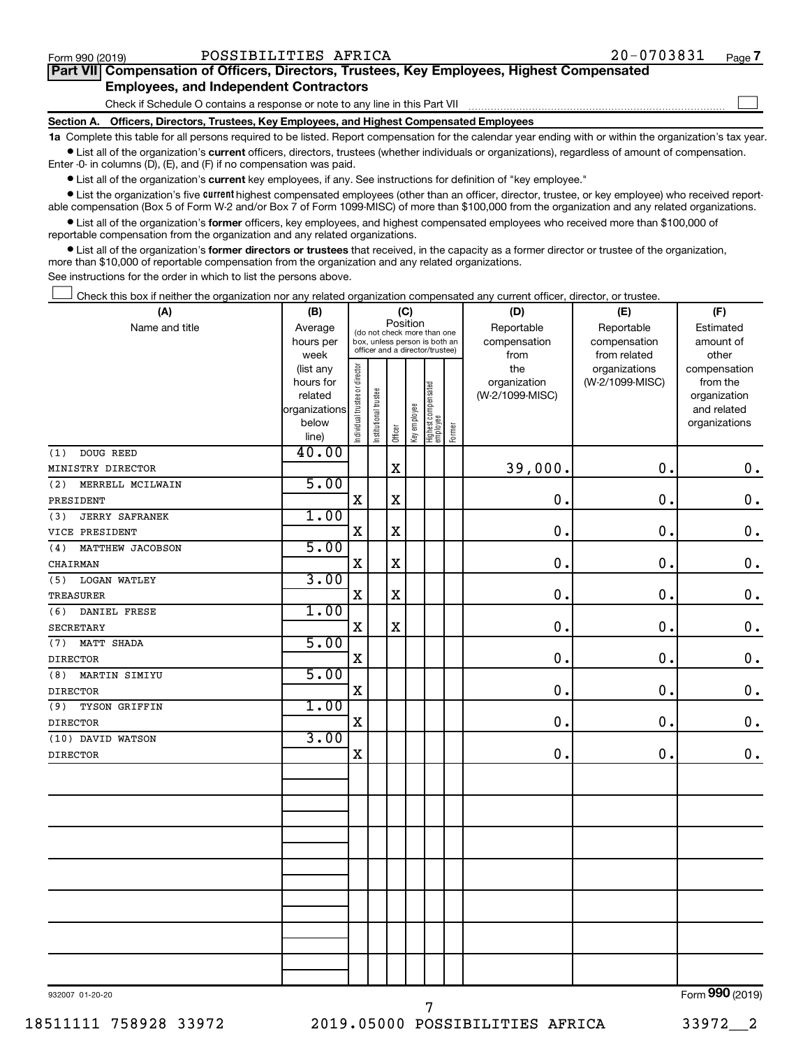Form 990 (2019) POSSIBILITIES AFRICA 20-0703831 Page **7**

## Part VII Compensation of Officers, Directors, Trustees, Key Employees, Highest Compensated Employees, and Independent Contractors

Check if Schedule O contains a response or note to any line in this Part VII ☐

### Section A. Officers, Directors, Trustees, Key Employees, and Highest Compensated Employees

**1a** Complete this table for all persons required to be listed. Report compensation for the calendar year ending with or within the organization's tax year.

- List all of the organization's **current** officers, directors, trustees (whether individuals or organizations), regardless of amount of compensation. Enter -0- in columns (D), (E), and (F) if no compensation was paid.
- List all of the organization's **current** key employees, if any. See instructions for definition of "key employee."
- List the organization's five **current** highest compensated employees (other than an officer, director, trustee, or key employee) who received reportable compensation (Box 5 of Form W-2 and/or Box 7 of Form 1099-MISC) of more than $100,000 from the organization and any related organizations.
- List all of the organization's **former** officers, key employees, and highest compensated employees who received more than $100,000 of reportable compensation from the organization and any related organizations.
- List all of the organization's **former directors or trustees** that received, in the capacity as a former director or trustee of the organization, more than $10,000 of reportable compensation from the organization and any related organizations.

See instructions for the order in which to list the persons above.

☐ Check this box if neither the organization nor any related organization compensated any current officer, director, or trustee.

| (A) Name and title | (B) Average hours per week (list any hours for related organizations below line) | (C) Position (do not check more than one box, unless person is both an officer and a director/trustee) | | | | | | (D) Reportable compensation from the organization (W-2/1099-MISC) | (E) Reportable compensation from related organizations (W-2/1099-MISC) | (F) Estimated amount of other compensation from the organization and related organizations |
|---|---|---|---|---|---|---|---|---|---|---|
| | | Individual trustee or director | Institutional trustee | Officer | Key employee | Highest compensated employee | Former | | | |
| (1) DOUG REED<br>MINISTRY DIRECTOR | 40.00 | | | X | | | | 39,000. | 0. | 0. |
| (2) MERRELL MCILWAIN<br>PRESIDENT | 5.00 | X | | X | | | | 0. | 0. | 0. |
| (3) JERRY SAFRANEK<br>VICE PRESIDENT | 1.00 | X | | X | | | | 0. | 0. | 0. |
| (4) MATTHEW JACOBSON<br>CHAIRMAN | 5.00 | X | | X | | | | 0. | 0. | 0. |
| (5) LOGAN WATLEY<br>TREASURER | 3.00 | X | | X | | | | 0. | 0. | 0. |
| (6) DANIEL FRESE<br>SECRETARY | 1.00 | X | | X | | | | 0. | 0. | 0. |
| (7) MATT SHADA<br>DIRECTOR | 5.00 | X | | | | | | 0. | 0. | 0. |
| (8) MARTIN SIMIYU<br>DIRECTOR | 5.00 | X | | | | | | 0. | 0. | 0. |
| (9) TYSON GRIFFIN<br>DIRECTOR | 1.00 | X | | | | | | 0. | 0. | 0. |
| (10) DAVID WATSON<br>DIRECTOR | 3.00 | X | | | | | | 0. | 0. | 0. |

932007 01-20-20 Form **990** (2019)

18511111 758928 33972 2019.05000 POSSIBILITIES AFRICA 33972__2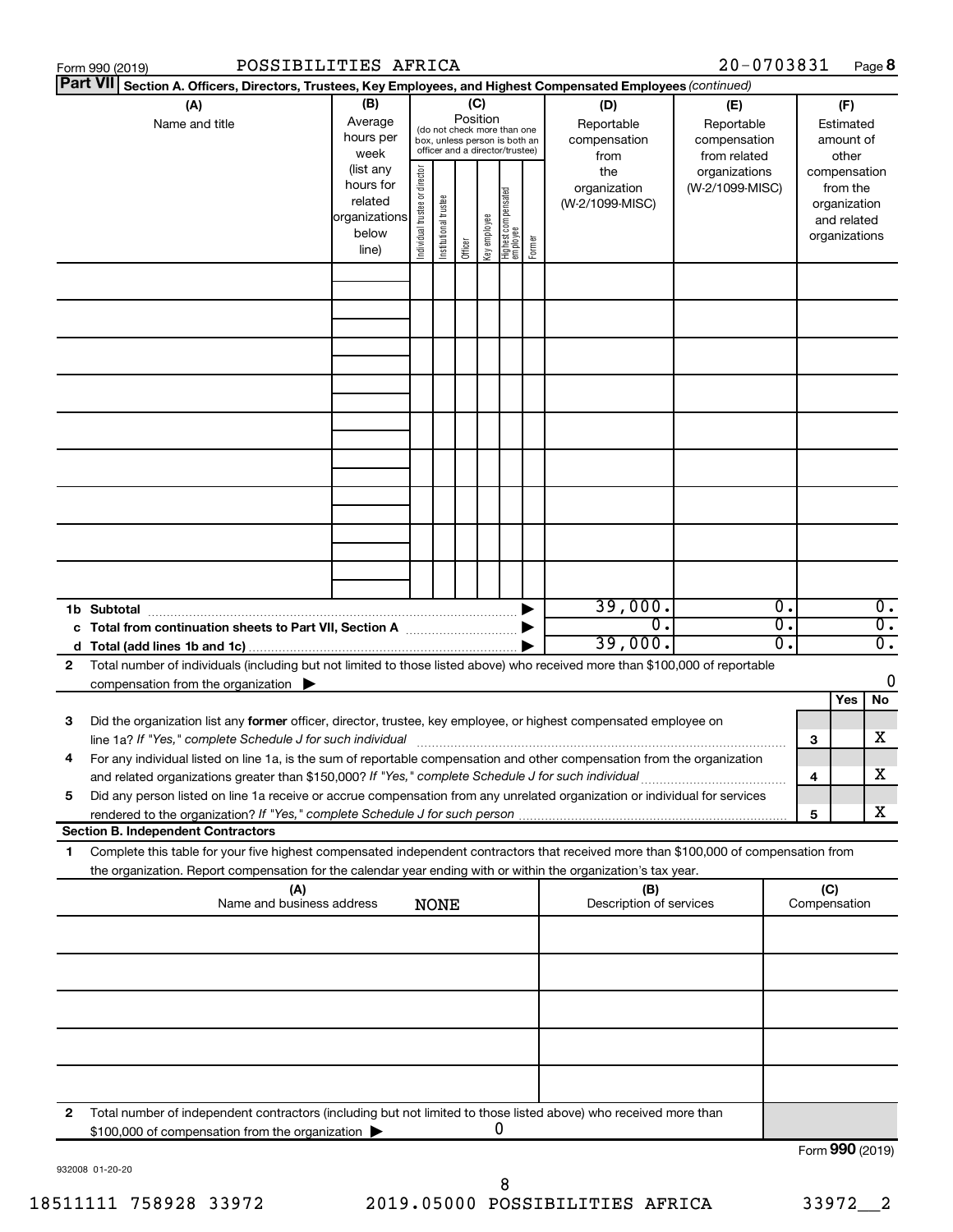Form 990 (2019) POSSIBILITIES AFRICA 20-0703831 Page **8**

**Part VII** **Section A. Officers, Directors, Trustees, Key Employees, and Highest Compensated Employees** *(continued)*

| (A) Name and title | (B) Average hours per week (list any hours for related organizations below line) | (C) Position (do not check more than one box, unless person is both an officer and a director/trustee) | | | | | | (D) Reportable compensation from the organization (W-2/1099-MISC) | (E) Reportable compensation from related organizations (W-2/1099-MISC) | (F) Estimated amount of other compensation from the organization and related organizations |
|---|---|---|---|---|---|---|---|---|---|---|
| | | Individual trustee or director | Institutional trustee | Officer | Key employee | Highest compensated employee | Former | | | |
| | | | | | | | | | | |
| | | | | | | | | | | |
| | | | | | | | | | | |
| | | | | | | | | | | |
| | | | | | | | | | | |
| | | | | | | | | | | |
| | | | | | | | | | | |
| | | | | | | | | | | |
| | | | | | | | | | | |
| **1b Subtotal** | | | | | | | | 39,000. | 0. | 0. |
| **c Total from continuation sheets to Part VII, Section A** | | | | | | | | 0. | 0. | 0. |
| **d Total (add lines 1b and 1c)** | | | | | | | | 39,000. | 0. | 0. |

**2** Total number of individuals (including but not limited to those listed above) who received more than $100,000 of reportable compensation from the organization ▶ 0

| | | | Yes | No |
|---|---|---|---|---|
| **3** | Did the organization list any **former** officer, director, trustee, key employee, or highest compensated employee on line 1a? *If "Yes," complete Schedule J for such individual* | 3 | | X |
| **4** | For any individual listed on line 1a, is the sum of reportable compensation and other compensation from the organization and related organizations greater than $150,000? *If "Yes," complete Schedule J for such individual* | 4 | | X |
| **5** | Did any person listed on line 1a receive or accrue compensation from any unrelated organization or individual for services rendered to the organization? *If "Yes," complete Schedule J for such person* | 5 | | X |

**Section B. Independent Contractors**

**1** Complete this table for your five highest compensated independent contractors that received more than $100,000 of compensation from the organization. Report compensation for the calendar year ending with or within the organization's tax year.

| (A) Name and business address NONE | (B) Description of services | (C) Compensation |
|---|---|---|
| | | |
| | | |
| | | |
| | | |
| | | |

**2** Total number of independent contractors (including but not limited to those listed above) who received more than $100,000 of compensation from the organization ▶ 0

Form **990** (2019)

932008 01-20-20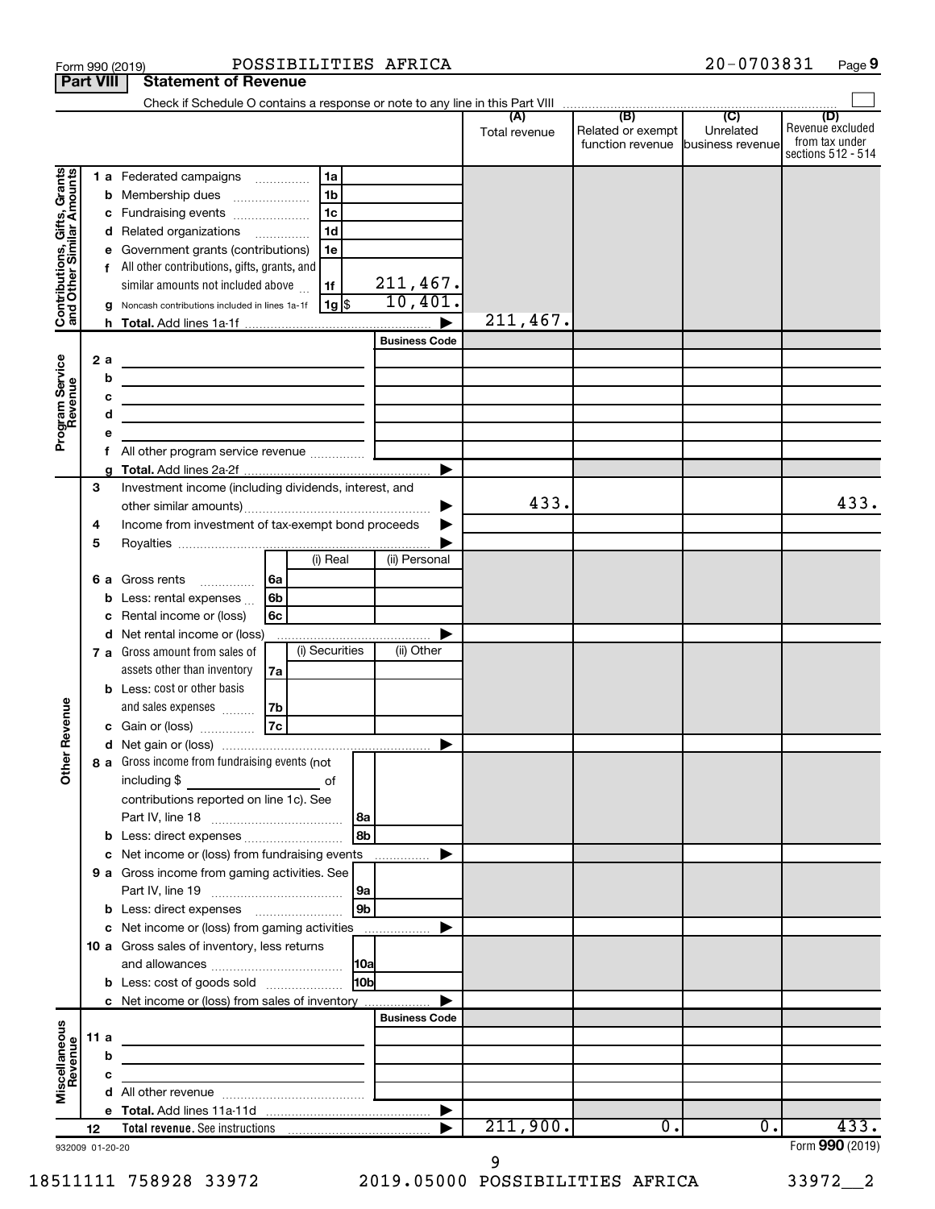Form 990 (2019) POSSIBILITIES AFRICA 20-0703831 Page **9**

**Part VIII Statement of Revenue**

Check if Schedule O contains a response or note to any line in this Part VIII

| | | | | (A) Total revenue | (B) Related or exempt function revenue | (C) Unrelated business revenue | (D) Revenue excluded from tax under sections 512 - 514 |
|---|---|---|---|---|---|---|---|
| **Contributions, Gifts, Grants and Other Similar Amounts** | 1 a | Federated campaigns | 1a | | | | |
| | b | Membership dues | 1b | | | | |
| | c | Fundraising events | 1c | | | | |
| | d | Related organizations | 1d | | | | |
| | e | Government grants (contributions) | 1e | | | | |
| | f | All other contributions, gifts, grants, and similar amounts not included above | 1f 211,467. | | | | |
| | g | Noncash contributions included in lines 1a-1f | 1g $ 10,401. | | | | |
| | h | **Total.** Add lines 1a-1f | | 211,467. | | | |
| **Program Service Revenue** | | | Business Code | | | | |
| | 2 a | | | | | | |
| | b | | | | | | |
| | c | | | | | | |
| | d | | | | | | |
| | e | | | | | | |
| | f | All other program service revenue | | | | | |
| | g | **Total.** Add lines 2a-2f | | | | | |
| **Other Revenue** | 3 | Investment income (including dividends, interest, and other similar amounts) | | 433. | | | 433. |
| | 4 | Income from investment of tax-exempt bond proceeds | | | | | |
| | 5 | Royalties | | | | | |
| | | | (i) Real / (ii) Personal | | | | |
| | 6 a | Gross rents | 6a | | | | |
| | b | Less: rental expenses | 6b | | | | |
| | c | Rental income or (loss) | 6c | | | | |
| | d | Net rental income or (loss) | | | | | |
| | | | (i) Securities / (ii) Other | | | | |
| | 7 a | Gross amount from sales of assets other than inventory | 7a | | | | |
| | b | Less: cost or other basis and sales expenses | 7b | | | | |
| | c | Gain or (loss) | 7c | | | | |
| | d | Net gain or (loss) | | | | | |
| | 8 a | Gross income from fundraising events (not including $ ______ of contributions reported on line 1c). See Part IV, line 18 | 8a | | | | |
| | b | Less: direct expenses | 8b | | | | |
| | c | Net income or (loss) from fundraising events | | | | | |
| | 9 a | Gross income from gaming activities. See Part IV, line 19 | 9a | | | | |
| | b | Less: direct expenses | 9b | | | | |
| | c | Net income or (loss) from gaming activities | | | | | |
| | 10 a | Gross sales of inventory, less returns and allowances | 10a | | | | |
| | b | Less: cost of goods sold | 10b | | | | |
| | c | Net income or (loss) from sales of inventory | | | | | |
| **Miscellaneous Revenue** | | | Business Code | | | | |
| | 11 a | | | | | | |
| | b | | | | | | |
| | c | | | | | | |
| | d | All other revenue | | | | | |
| | e | **Total.** Add lines 11a-11d | | | | | |
| | 12 | **Total revenue.** See instructions | | 211,900. | 0. | 0. | 433. |

932009 01-20-20

Form **990** (2019)

18511111 758928 33972 2019.05000 POSSIBILITIES AFRICA 33972__2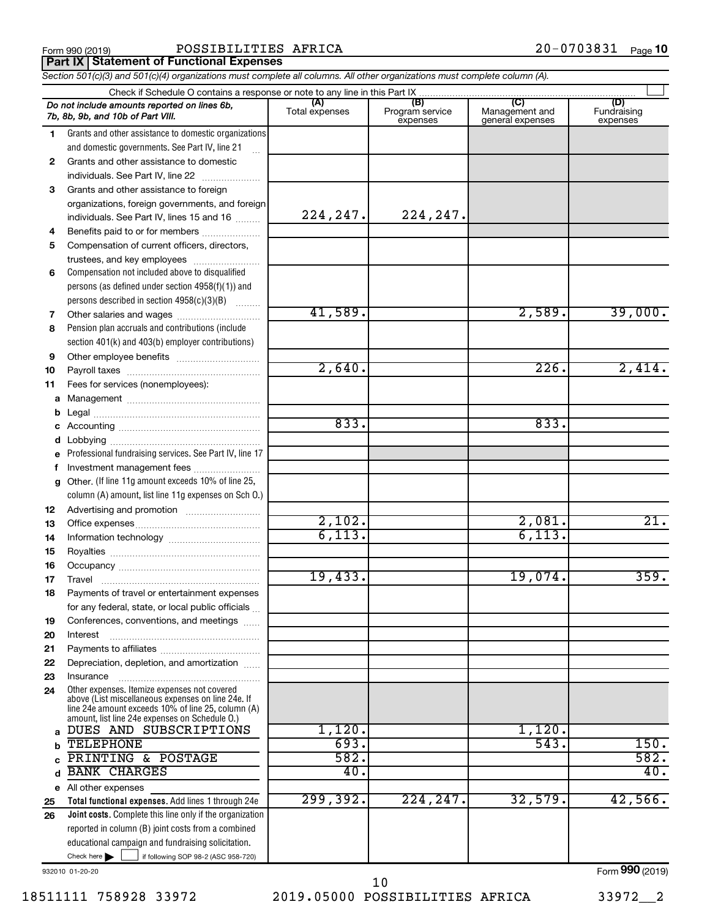Form 990 (2019) POSSIBILITIES AFRICA 20-0703831 Page **10**

## Part IX Statement of Functional Expenses

*Section 501(c)(3) and 501(c)(4) organizations must complete all columns. All other organizations must complete column (A).*

Check if Schedule O contains a response or note to any line in this Part IX ☐

| | *Do not include amounts reported on lines 6b, 7b, 8b, 9b, and 10b of Part VIII.* | (A) Total expenses | (B) Program service expenses | (C) Management and general expenses | (D) Fundraising expenses |
|---|---|---|---|---|---|
| 1 | Grants and other assistance to domestic organizations and domestic governments. See Part IV, line 21 | | | | |
| 2 | Grants and other assistance to domestic individuals. See Part IV, line 22 | | | | |
| 3 | Grants and other assistance to foreign organizations, foreign governments, and foreign individuals. See Part IV, lines 15 and 16 | 224,247. | 224,247. | | |
| 4 | Benefits paid to or for members | | | | |
| 5 | Compensation of current officers, directors, trustees, and key employees | | | | |
| 6 | Compensation not included above to disqualified persons (as defined under section 4958(f)(1)) and persons described in section 4958(c)(3)(B) | | | | |
| 7 | Other salaries and wages | 41,589. | | 2,589. | 39,000. |
| 8 | Pension plan accruals and contributions (include section 401(k) and 403(b) employer contributions) | | | | |
| 9 | Other employee benefits | | | | |
| 10 | Payroll taxes | 2,640. | | 226. | 2,414. |
| 11 | Fees for services (nonemployees): | | | | |
| a | Management | | | | |
| b | Legal | | | | |
| c | Accounting | 833. | | 833. | |
| d | Lobbying | | | | |
| e | Professional fundraising services. See Part IV, line 17 | | | | |
| f | Investment management fees | | | | |
| g | Other. (If line 11g amount exceeds 10% of line 25, column (A) amount, list line 11g expenses on Sch O.) | | | | |
| 12 | Advertising and promotion | | | | |
| 13 | Office expenses | 2,102. | | 2,081. | 21. |
| 14 | Information technology | 6,113. | | 6,113. | |
| 15 | Royalties | | | | |
| 16 | Occupancy | | | | |
| 17 | Travel | 19,433. | | 19,074. | 359. |
| 18 | Payments of travel or entertainment expenses for any federal, state, or local public officials | | | | |
| 19 | Conferences, conventions, and meetings | | | | |
| 20 | Interest | | | | |
| 21 | Payments to affiliates | | | | |
| 22 | Depreciation, depletion, and amortization | | | | |
| 23 | Insurance | | | | |
| 24 | Other expenses. Itemize expenses not covered above (List miscellaneous expenses on line 24e. If line 24e amount exceeds 10% of line 25, column (A) amount, list line 24e expenses on Schedule O.) | | | | |
| a | DUES AND SUBSCRIPTIONS | 1,120. | | 1,120. | |
| b | TELEPHONE | 693. | | 543. | 150. |
| c | PRINTING & POSTAGE | 582. | | | 582. |
| d | BANK CHARGES | 40. | | | 40. |
| e | All other expenses | | | | |
| 25 | **Total functional expenses.** Add lines 1 through 24e | 299,392. | 224,247. | 32,579. | 42,566. |
| 26 | **Joint costs.** Complete this line only if the organization reported in column (B) joint costs from a combined educational campaign and fundraising solicitation. Check here ☐ if following SOP 98-2 (ASC 958-720) | | | | |

932010 01-20-20

Form **990** (2019)

18511111 758928 33972 2019.05000 POSSIBILITIES AFRICA 33972__2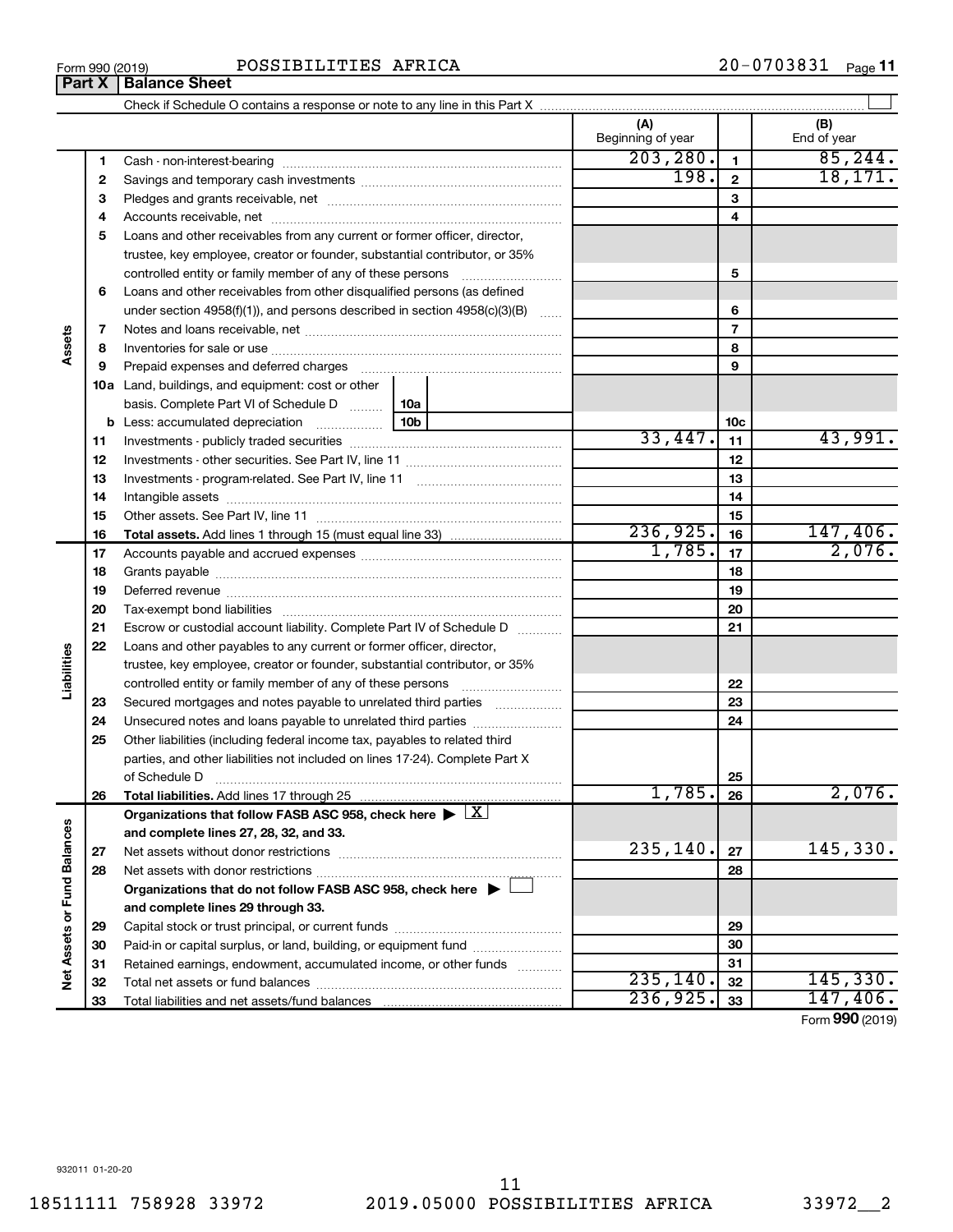Form 990 (2019) POSSIBILITIES AFRICA 20-0703831 Page **11**

## Part X Balance Sheet

Check if Schedule O contains a response or note to any line in this Part X ☐

| | | | (A) Beginning of year | | (B) End of year |
|---|---|---|---|---|---|
| **Assets** | 1 | Cash - non-interest-bearing | 203,280. | 1 | 85,244. |
| | 2 | Savings and temporary cash investments | 198. | 2 | 18,171. |
| | 3 | Pledges and grants receivable, net | | 3 | |
| | 4 | Accounts receivable, net | | 4 | |
| | 5 | Loans and other receivables from any current or former officer, director, trustee, key employee, creator or founder, substantial contributor, or 35% controlled entity or family member of any of these persons | | 5 | |
| | 6 | Loans and other receivables from other disqualified persons (as defined under section 4958(f)(1)), and persons described in section 4958(c)(3)(B) | | 6 | |
| | 7 | Notes and loans receivable, net | | 7 | |
| | 8 | Inventories for sale or use | | 8 | |
| | 9 | Prepaid expenses and deferred charges | | 9 | |
| | 10a | Land, buildings, and equipment: cost or other basis. Complete Part VI of Schedule D — 10a | | | |
| | b | Less: accumulated depreciation — 10b | | 10c | |
| | 11 | Investments - publicly traded securities | 33,447. | 11 | 43,991. |
| | 12 | Investments - other securities. See Part IV, line 11 | | 12 | |
| | 13 | Investments - program-related. See Part IV, line 11 | | 13 | |
| | 14 | Intangible assets | | 14 | |
| | 15 | Other assets. See Part IV, line 11 | | 15 | |
| | 16 | **Total assets.** Add lines 1 through 15 (must equal line 33) | 236,925. | 16 | 147,406. |
| **Liabilities** | 17 | Accounts payable and accrued expenses | 1,785. | 17 | 2,076. |
| | 18 | Grants payable | | 18 | |
| | 19 | Deferred revenue | | 19 | |
| | 20 | Tax-exempt bond liabilities | | 20 | |
| | 21 | Escrow or custodial account liability. Complete Part IV of Schedule D | | 21 | |
| | 22 | Loans and other payables to any current or former officer, director, trustee, key employee, creator or founder, substantial contributor, or 35% controlled entity or family member of any of these persons | | 22 | |
| | 23 | Secured mortgages and notes payable to unrelated third parties | | 23 | |
| | 24 | Unsecured notes and loans payable to unrelated third parties | | 24 | |
| | 25 | Other liabilities (including federal income tax, payables to related third parties, and other liabilities not included on lines 17-24). Complete Part X of Schedule D | | 25 | |
| | 26 | **Total liabilities.** Add lines 17 through 25 | 1,785. | 26 | 2,076. |
| **Net Assets or Fund Balances** | | **Organizations that follow FASB ASC 958, check here ▶ ☒ and complete lines 27, 28, 32, and 33.** | | | |
| | 27 | Net assets without donor restrictions | 235,140. | 27 | 145,330. |
| | 28 | Net assets with donor restrictions | | 28 | |
| | | **Organizations that do not follow FASB ASC 958, check here ▶ ☐ and complete lines 29 through 33.** | | | |
| | 29 | Capital stock or trust principal, or current funds | | 29 | |
| | 30 | Paid-in or capital surplus, or land, building, or equipment fund | | 30 | |
| | 31 | Retained earnings, endowment, accumulated income, or other funds | | 31 | |
| | 32 | Total net assets or fund balances | 235,140. | 32 | 145,330. |
| | 33 | Total liabilities and net assets/fund balances | 236,925. | 33 | 147,406. |

Form **990** (2019)

932011 01-20-20

18511111 758928 33972 2019.05000 POSSIBILITIES AFRICA 33972__2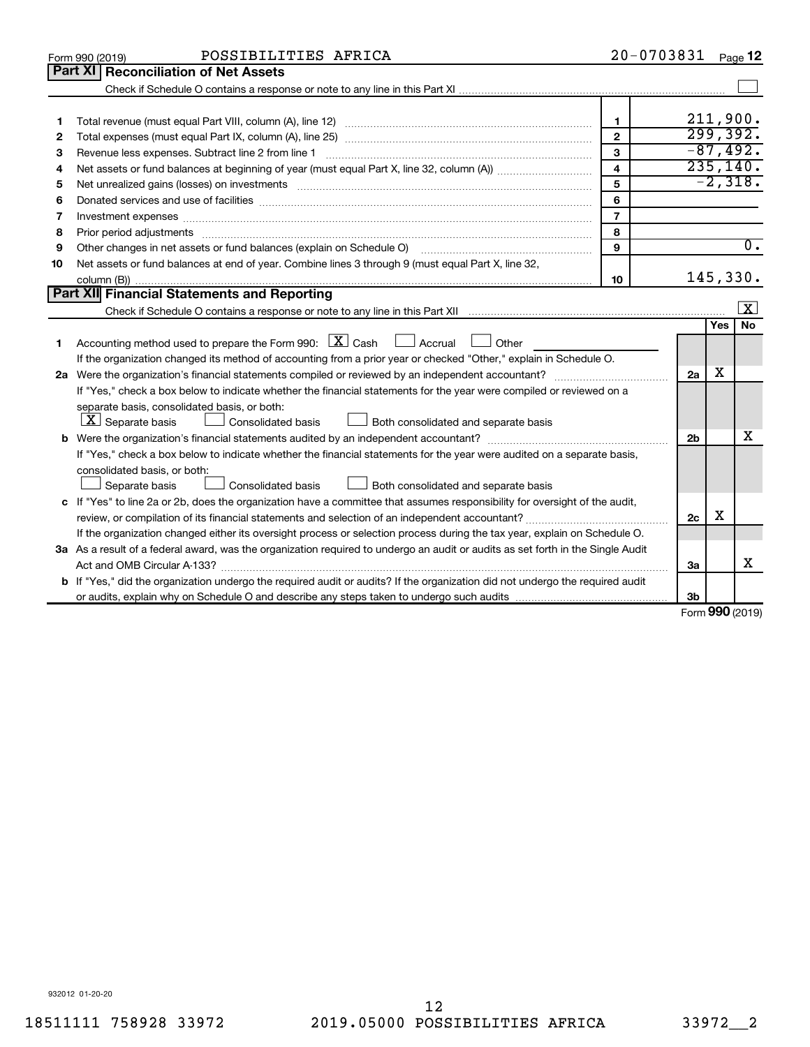Form 990 (2019) POSSIBILITIES AFRICA 20-0703831 Page 12

## Part XI Reconciliation of Net Assets

Check if Schedule O contains a response or note to any line in this Part XI [ ]

| | | | |
|---|---|---|---|
| 1 | Total revenue (must equal Part VIII, column (A), line 12) | 1 | 211,900. |
| 2 | Total expenses (must equal Part IX, column (A), line 25) | 2 | 299,392. |
| 3 | Revenue less expenses. Subtract line 2 from line 1 | 3 | -87,492. |
| 4 | Net assets or fund balances at beginning of year (must equal Part X, line 32, column (A)) | 4 | 235,140. |
| 5 | Net unrealized gains (losses) on investments | 5 | -2,318. |
| 6 | Donated services and use of facilities | 6 | |
| 7 | Investment expenses | 7 | |
| 8 | Prior period adjustments | 8 | |
| 9 | Other changes in net assets or fund balances (explain on Schedule O) | 9 | 0. |
| 10 | Net assets or fund balances at end of year. Combine lines 3 through 9 (must equal Part X, line 32, column (B)) | 10 | 145,330. |

## Part XII Financial Statements and Reporting

Check if Schedule O contains a response or note to any line in this Part XII [X]

| | | | Yes | No |
|---|---|---|---|---|
| 1 | Accounting method used to prepare the Form 990: [X] Cash [ ] Accrual [ ] Other<br>If the organization changed its method of accounting from a prior year or checked "Other," explain in Schedule O. | | | |
| 2a | Were the organization's financial statements compiled or reviewed by an independent accountant?<br>If "Yes," check a box below to indicate whether the financial statements for the year were compiled or reviewed on a separate basis, consolidated basis, or both:<br>[X] Separate basis [ ] Consolidated basis [ ] Both consolidated and separate basis | 2a | X | |
| b | Were the organization's financial statements audited by an independent accountant?<br>If "Yes," check a box below to indicate whether the financial statements for the year were audited on a separate basis, consolidated basis, or both:<br>[ ] Separate basis [ ] Consolidated basis [ ] Both consolidated and separate basis | 2b | | X |
| c | If "Yes" to line 2a or 2b, does the organization have a committee that assumes responsibility for oversight of the audit, review, or compilation of its financial statements and selection of an independent accountant?<br>If the organization changed either its oversight process or selection process during the tax year, explain on Schedule O. | 2c | X | |
| 3a | As a result of a federal award, was the organization required to undergo an audit or audits as set forth in the Single Audit Act and OMB Circular A-133? | 3a | | X |
| b | If "Yes," did the organization undergo the required audit or audits? If the organization did not undergo the required audit or audits, explain why on Schedule O and describe any steps taken to undergo such audits | 3b | | |

Form 990 (2019)

932012 01-20-20

18511111 758928 33972 2019.05000 POSSIBILITIES AFRICA 33972__2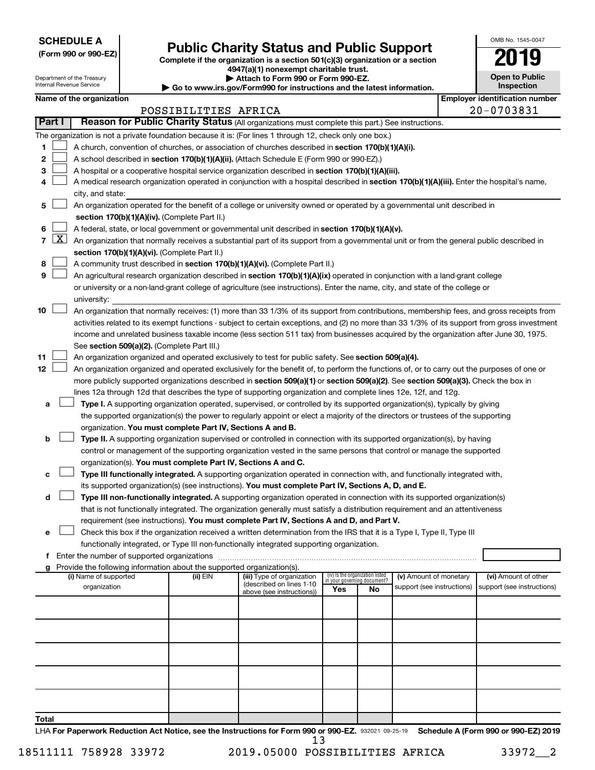**SCHEDULE A**
**(Form 990 or 990-EZ)**

Department of the Treasury
Internal Revenue Service

# Public Charity Status and Public Support

**Complete if the organization is a section 501(c)(3) organization or a section 4947(a)(1) nonexempt charitable trust.**
**▶ Attach to Form 990 or Form 990-EZ.**
**▶ Go to www.irs.gov/Form990 for instructions and the latest information.**

OMB No. 1545-0047
**2019**
**Open to Public Inspection**

**Name of the organization**
POSSIBILITIES AFRICA

**Employer identification number**
20-0703831

**Part I** **Reason for Public Charity Status** (All organizations must complete this part.) See instructions.

The organization is not a private foundation because it is: (For lines 1 through 12, check only one box.)

1 ☐ A church, convention of churches, or association of churches described in **section 170(b)(1)(A)(i).**
2 ☐ A school described in **section 170(b)(1)(A)(ii).** (Attach Schedule E (Form 990 or 990-EZ).)
3 ☐ A hospital or a cooperative hospital service organization described in **section 170(b)(1)(A)(iii).**
4 ☐ A medical research organization operated in conjunction with a hospital described in **section 170(b)(1)(A)(iii).** Enter the hospital's name, city, and state:
5 ☐ An organization operated for the benefit of a college or university owned or operated by a governmental unit described in **section 170(b)(1)(A)(iv).** (Complete Part II.)
6 ☐ A federal, state, or local government or governmental unit described in **section 170(b)(1)(A)(v).**
7 ☒ An organization that normally receives a substantial part of its support from a governmental unit or from the general public described in **section 170(b)(1)(A)(vi).** (Complete Part II.)
8 ☐ A community trust described in **section 170(b)(1)(A)(vi).** (Complete Part II.)
9 ☐ An agricultural research organization described in **section 170(b)(1)(A)(ix)** operated in conjunction with a land-grant college or university or a non-land-grant college of agriculture (see instructions). Enter the name, city, and state of the college or university:
10 ☐ An organization that normally receives: (1) more than 33 1/3% of its support from contributions, membership fees, and gross receipts from activities related to its exempt functions - subject to certain exceptions, and (2) no more than 33 1/3% of its support from gross investment income and unrelated business taxable income (less section 511 tax) from businesses acquired by the organization after June 30, 1975. See **section 509(a)(2).** (Complete Part III.)
11 ☐ An organization organized and operated exclusively to test for public safety. See **section 509(a)(4).**
12 ☐ An organization organized and operated exclusively for the benefit of, to perform the functions of, or to carry out the purposes of one or more publicly supported organizations described in **section 509(a)(1)** or **section 509(a)(2)**. See **section 509(a)(3).** Check the box in lines 12a through 12d that describes the type of supporting organization and complete lines 12e, 12f, and 12g.

a ☐ **Type I.** A supporting organization operated, supervised, or controlled by its supported organization(s), typically by giving the supported organization(s) the power to regularly appoint or elect a majority of the directors or trustees of the supporting organization. **You must complete Part IV, Sections A and B.**
b ☐ **Type II.** A supporting organization supervised or controlled in connection with its supported organization(s), by having control or management of the supporting organization vested in the same persons that control or manage the supported organization(s). **You must complete Part IV, Sections A and C.**
c ☐ **Type III functionally integrated.** A supporting organization operated in connection with, and functionally integrated with, its supported organization(s) (see instructions). **You must complete Part IV, Sections A, D, and E.**
d ☐ **Type III non-functionally integrated.** A supporting organization operated in connection with its supported organization(s) that is not functionally integrated. The organization generally must satisfy a distribution requirement and an attentiveness requirement (see instructions). **You must complete Part IV, Sections A and D, and Part V.**
e ☐ Check this box if the organization received a written determination from the IRS that it is a Type I, Type II, Type III functionally integrated, or Type III non-functionally integrated supporting organization.

f Enter the number of supported organizations
g Provide the following information about the supported organization(s).

| (i) Name of supported organization | (ii) EIN | (iii) Type of organization (described on lines 1-10 above (see instructions)) | (iv) Is the organization listed in your governing document? Yes | No | (v) Amount of monetary support (see instructions) | (vi) Amount of other support (see instructions) |
|---|---|---|---|---|---|---|
| | | | | | | |
| | | | | | | |
| | | | | | | |
| | | | | | | |
| | | | | | | |
| Total | | | | | | |

LHA **For Paperwork Reduction Act Notice, see the Instructions for Form 990 or 990-EZ.** 932021 09-25-19 **Schedule A (Form 990 or 990-EZ) 2019**

18511111 758928 33972 2019.05000 POSSIBILITIES AFRICA 33972__2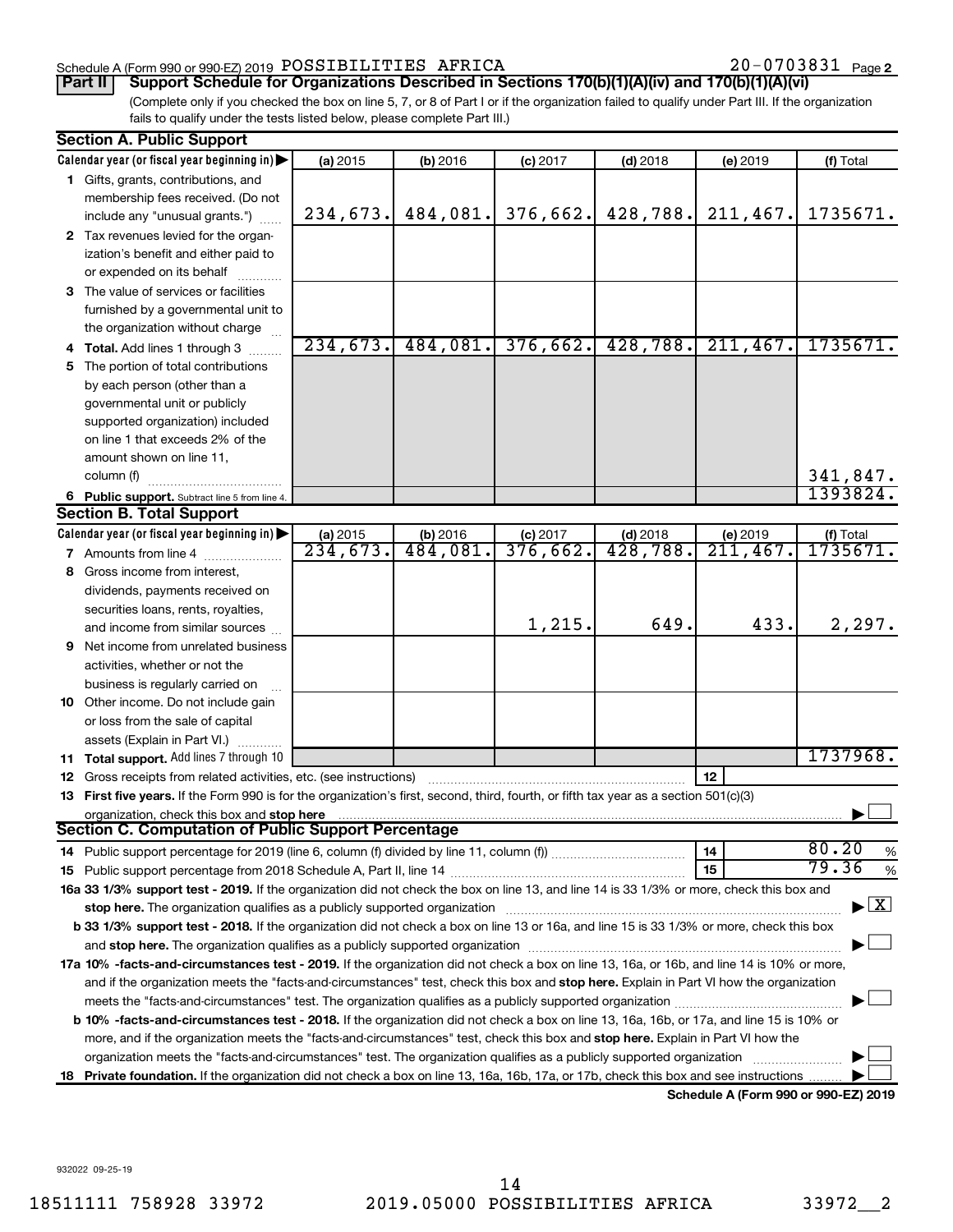Schedule A (Form 990 or 990-EZ) 2019 POSSIBILITIES AFRICA 20-0703831 Page 2

**Part II** **Support Schedule for Organizations Described in Sections 170(b)(1)(A)(iv) and 170(b)(1)(A)(vi)**

(Complete only if you checked the box on line 5, 7, or 8 of Part I or if the organization failed to qualify under Part III. If the organization fails to qualify under the tests listed below, please complete Part III.)

**Section A. Public Support**

| Calendar year (or fiscal year beginning in) ▶ | (a) 2015 | (b) 2016 | (c) 2017 | (d) 2018 | (e) 2019 | (f) Total |
|---|---|---|---|---|---|---|
| **1** Gifts, grants, contributions, and membership fees received. (Do not include any "unusual grants.") | 234,673. | 484,081. | 376,662. | 428,788. | 211,467. | 1735671. |
| **2** Tax revenues levied for the organization's benefit and either paid to or expended on its behalf | | | | | | |
| **3** The value of services or facilities furnished by a governmental unit to the organization without charge | | | | | | |
| **4 Total.** Add lines 1 through 3 | 234,673. | 484,081. | 376,662. | 428,788. | 211,467. | 1735671. |
| **5** The portion of total contributions by each person (other than a governmental unit or publicly supported organization) included on line 1 that exceeds 2% of the amount shown on line 11, column (f) | | | | | | 341,847. |
| **6 Public support.** Subtract line 5 from line 4. | | | | | | 1393824. |

**Section B. Total Support**

| Calendar year (or fiscal year beginning in) ▶ | (a) 2015 | (b) 2016 | (c) 2017 | (d) 2018 | (e) 2019 | (f) Total |
|---|---|---|---|---|---|---|
| **7** Amounts from line 4 | 234,673. | 484,081. | 376,662. | 428,788. | 211,467. | 1735671. |
| **8** Gross income from interest, dividends, payments received on securities loans, rents, royalties, and income from similar sources | | | 1,215. | 649. | 433. | 2,297. |
| **9** Net income from unrelated business activities, whether or not the business is regularly carried on | | | | | | |
| **10** Other income. Do not include gain or loss from the sale of capital assets (Explain in Part VI.) | | | | | | |
| **11 Total support.** Add lines 7 through 10 | | | | | | 1737968. |

**12** Gross receipts from related activities, etc. (see instructions) | **12** |

**13 First five years.** If the Form 990 is for the organization's first, second, third, fourth, or fifth tax year as a section 501(c)(3) organization, check this box and **stop here** ▶ ☐

**Section C. Computation of Public Support Percentage**

**14** Public support percentage for 2019 (line 6, column (f) divided by line 11, column (f)) | **14** | 80.20 %

**15** Public support percentage from 2018 Schedule A, Part II, line 14 | **15** | 79.36 %

**16a 33 1/3% support test - 2019.** If the organization did not check the box on line 13, and line 14 is 33 1/3% or more, check this box and **stop here.** The organization qualifies as a publicly supported organization ▶ ☒

**b 33 1/3% support test - 2018.** If the organization did not check a box on line 13 or 16a, and line 15 is 33 1/3% or more, check this box and **stop here.** The organization qualifies as a publicly supported organization ▶ ☐

**17a 10% -facts-and-circumstances test - 2019.** If the organization did not check a box on line 13, 16a, or 16b, and line 14 is 10% or more, and if the organization meets the "facts-and-circumstances" test, check this box and **stop here.** Explain in Part VI how the organization meets the "facts-and-circumstances" test. The organization qualifies as a publicly supported organization ▶ ☐

**b 10% -facts-and-circumstances test - 2018.** If the organization did not check a box on line 13, 16a, 16b, or 17a, and line 15 is 10% or more, and if the organization meets the "facts-and-circumstances" test, check this box and **stop here.** Explain in Part VI how the organization meets the "facts-and-circumstances" test. The organization qualifies as a publicly supported organization ▶ ☐

**18 Private foundation.** If the organization did not check a box on line 13, 16a, 16b, 17a, or 17b, check this box and see instructions ▶ ☐

**Schedule A (Form 990 or 990-EZ) 2019**

932022 09-25-19

18511111 758928 33972 2019.05000 POSSIBILITIES AFRICA 33972__2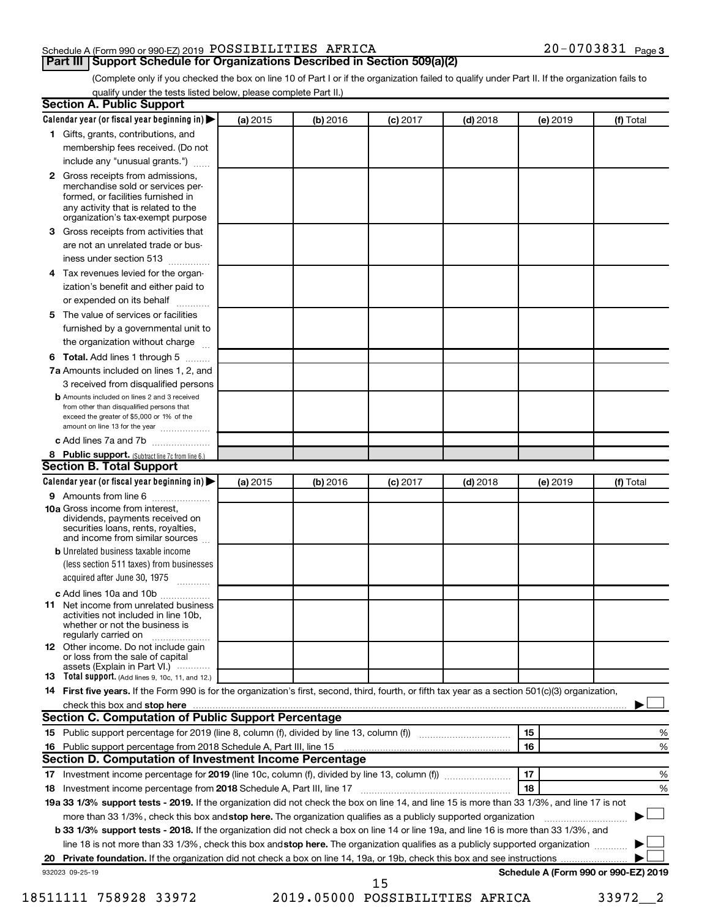Schedule A (Form 990 or 990-EZ) 2019 POSSIBILITIES AFRICA 20-0703831 Page 3

**Part III Support Schedule for Organizations Described in Section 509(a)(2)**

(Complete only if you checked the box on line 10 of Part I or if the organization failed to qualify under Part II. If the organization fails to qualify under the tests listed below, please complete Part II.)

### Section A. Public Support

| Calendar year (or fiscal year beginning in) ▶ | (a) 2015 | (b) 2016 | (c) 2017 | (d) 2018 | (e) 2019 | (f) Total |
|---|---|---|---|---|---|---|
| **1** Gifts, grants, contributions, and membership fees received. (Do not include any "unusual grants.") | | | | | | |
| **2** Gross receipts from admissions, merchandise sold or services performed, or facilities furnished in any activity that is related to the organization's tax-exempt purpose | | | | | | |
| **3** Gross receipts from activities that are not an unrelated trade or business under section 513 | | | | | | |
| **4** Tax revenues levied for the organization's benefit and either paid to or expended on its behalf | | | | | | |
| **5** The value of services or facilities furnished by a governmental unit to the organization without charge | | | | | | |
| **6 Total.** Add lines 1 through 5 | | | | | | |
| **7a** Amounts included on lines 1, 2, and 3 received from disqualified persons | | | | | | |
| **b** Amounts included on lines 2 and 3 received from other than disqualified persons that exceed the greater of $5,000 or 1% of the amount on line 13 for the year | | | | | | |
| **c** Add lines 7a and 7b | | | | | | |
| **8 Public support.** (Subtract line 7c from line 6.) | | | | | | |

### Section B. Total Support

| Calendar year (or fiscal year beginning in) ▶ | (a) 2015 | (b) 2016 | (c) 2017 | (d) 2018 | (e) 2019 | (f) Total |
|---|---|---|---|---|---|---|
| **9** Amounts from line 6 | | | | | | |
| **10a** Gross income from interest, dividends, payments received on securities loans, rents, royalties, and income from similar sources | | | | | | |
| **b** Unrelated business taxable income (less section 511 taxes) from businesses acquired after June 30, 1975 | | | | | | |
| **c** Add lines 10a and 10b | | | | | | |
| **11** Net income from unrelated business activities not included in line 10b, whether or not the business is regularly carried on | | | | | | |
| **12** Other income. Do not include gain or loss from the sale of capital assets (Explain in Part VI.) | | | | | | |
| **13 Total support.** (Add lines 9, 10c, 11, and 12.) | | | | | | |

**14 First five years.** If the Form 990 is for the organization's first, second, third, fourth, or fifth tax year as a section 501(c)(3) organization, check this box and **stop here** ▶ ☐

### Section C. Computation of Public Support Percentage

| | | | |
|---|---|---|---|
| **15** | Public support percentage for 2019 (line 8, column (f), divided by line 13, column (f)) | 15 | % |
| **16** | Public support percentage from 2018 Schedule A, Part III, line 15 | 16 | % |

### Section D. Computation of Investment Income Percentage

| | | | |
|---|---|---|---|
| **17** | Investment income percentage for **2019** (line 10c, column (f), divided by line 13, column (f)) | 17 | % |
| **18** | Investment income percentage from **2018** Schedule A, Part III, line 17 | 18 | % |

**19a 33 1/3% support tests - 2019.** If the organization did not check the box on line 14, and line 15 is more than 33 1/3%, and line 17 is not more than 33 1/3%, check this box and **stop here.** The organization qualifies as a publicly supported organization ▶ ☐

**b 33 1/3% support tests - 2018.** If the organization did not check a box on line 14 or line 19a, and line 16 is more than 33 1/3%, and line 18 is not more than 33 1/3%, check this box and **stop here.** The organization qualifies as a publicly supported organization ▶ ☐

**20 Private foundation.** If the organization did not check a box on line 14, 19a, or 19b, check this box and see instructions ▶ ☐

932023 09-25-19 **Schedule A (Form 990 or 990-EZ) 2019**

18511111 758928 33972 2019.05000 POSSIBILITIES AFRICA 33972__2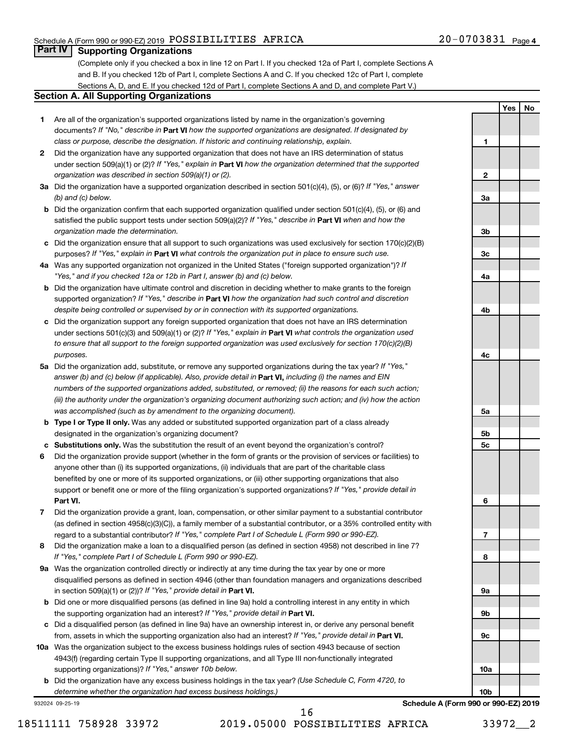Schedule A (Form 990 or 990-EZ) 2019 POSSIBILITIES AFRICA 20-0703831 Page 4

## Part IV Supporting Organizations

(Complete only if you checked a box in line 12 on Part I. If you checked 12a of Part I, complete Sections A and B. If you checked 12b of Part I, complete Sections A and C. If you checked 12c of Part I, complete Sections A, D, and E. If you checked 12d of Part I, complete Sections A and D, and complete Part V.)

### Section A. All Supporting Organizations

| | | | Yes | No |
|---|---|---|---|---|
| **1** | Are all of the organization's supported organizations listed by name in the organization's governing documents? *If "No," describe in* **Part VI** *how the supported organizations are designated. If designated by class or purpose, describe the designation. If historic and continuing relationship, explain.* | 1 | | |
| **2** | Did the organization have any supported organization that does not have an IRS determination of status under section 509(a)(1) or (2)? *If "Yes," explain in* **Part VI** *how the organization determined that the supported organization was described in section 509(a)(1) or (2).* | 2 | | |
| **3a** | Did the organization have a supported organization described in section 501(c)(4), (5), or (6)? *If "Yes," answer (b) and (c) below.* | 3a | | |
| **b** | Did the organization confirm that each supported organization qualified under section 501(c)(4), (5), or (6) and satisfied the public support tests under section 509(a)(2)? *If "Yes," describe in* **Part VI** *when and how the organization made the determination.* | 3b | | |
| **c** | Did the organization ensure that all support to such organizations was used exclusively for section 170(c)(2)(B) purposes? *If "Yes," explain in* **Part VI** *what controls the organization put in place to ensure such use.* | 3c | | |
| **4a** | Was any supported organization not organized in the United States ("foreign supported organization")? *If "Yes," and if you checked 12a or 12b in Part I, answer (b) and (c) below.* | 4a | | |
| **b** | Did the organization have ultimate control and discretion in deciding whether to make grants to the foreign supported organization? *If "Yes," describe in* **Part VI** *how the organization had such control and discretion despite being controlled or supervised by or in connection with its supported organizations.* | 4b | | |
| **c** | Did the organization support any foreign supported organization that does not have an IRS determination under sections 501(c)(3) and 509(a)(1) or (2)? *If "Yes," explain in* **Part VI** *what controls the organization used to ensure that all support to the foreign supported organization was used exclusively for section 170(c)(2)(B) purposes.* | 4c | | |
| **5a** | Did the organization add, substitute, or remove any supported organizations during the tax year? *If "Yes," answer (b) and (c) below (if applicable). Also, provide detail in* **Part VI,** *including (i) the names and EIN numbers of the supported organizations added, substituted, or removed; (ii) the reasons for each such action; (iii) the authority under the organization's organizing document authorizing such action; and (iv) how the action was accomplished (such as by amendment to the organizing document).* | 5a | | |
| **b** | **Type I or Type II only.** Was any added or substituted supported organization part of a class already designated in the organization's organizing document? | 5b | | |
| **c** | **Substitutions only.** Was the substitution the result of an event beyond the organization's control? | 5c | | |
| **6** | Did the organization provide support (whether in the form of grants or the provision of services or facilities) to anyone other than (i) its supported organizations, (ii) individuals that are part of the charitable class benefited by one or more of its supported organizations, or (iii) other supporting organizations that also support or benefit one or more of the filing organization's supported organizations? *If "Yes," provide detail in* **Part VI.** | 6 | | |
| **7** | Did the organization provide a grant, loan, compensation, or other similar payment to a substantial contributor (as defined in section 4958(c)(3)(C)), a family member of a substantial contributor, or a 35% controlled entity with regard to a substantial contributor? *If "Yes," complete Part I of Schedule L (Form 990 or 990-EZ).* | 7 | | |
| **8** | Did the organization make a loan to a disqualified person (as defined in section 4958) not described in line 7? *If "Yes," complete Part I of Schedule L (Form 990 or 990-EZ).* | 8 | | |
| **9a** | Was the organization controlled directly or indirectly at any time during the tax year by one or more disqualified persons as defined in section 4946 (other than foundation managers and organizations described in section 509(a)(1) or (2))? *If "Yes," provide detail in* **Part VI.** | 9a | | |
| **b** | Did one or more disqualified persons (as defined in line 9a) hold a controlling interest in any entity in which the supporting organization had an interest? *If "Yes," provide detail in* **Part VI.** | 9b | | |
| **c** | Did a disqualified person (as defined in line 9a) have an ownership interest in, or derive any personal benefit from, assets in which the supporting organization also had an interest? *If "Yes," provide detail in* **Part VI.** | 9c | | |
| **10a** | Was the organization subject to the excess business holdings rules of section 4943 because of section 4943(f) (regarding certain Type II supporting organizations, and all Type III non-functionally integrated supporting organizations)? *If "Yes," answer 10b below.* | 10a | | |
| **b** | Did the organization have any excess business holdings in the tax year? *(Use Schedule C, Form 4720, to determine whether the organization had excess business holdings.)* | 10b | | |

932024 09-25-19 **Schedule A (Form 990 or 990-EZ) 2019**

18511111 758928 33972 2019.05000 POSSIBILITIES AFRICA 33972__2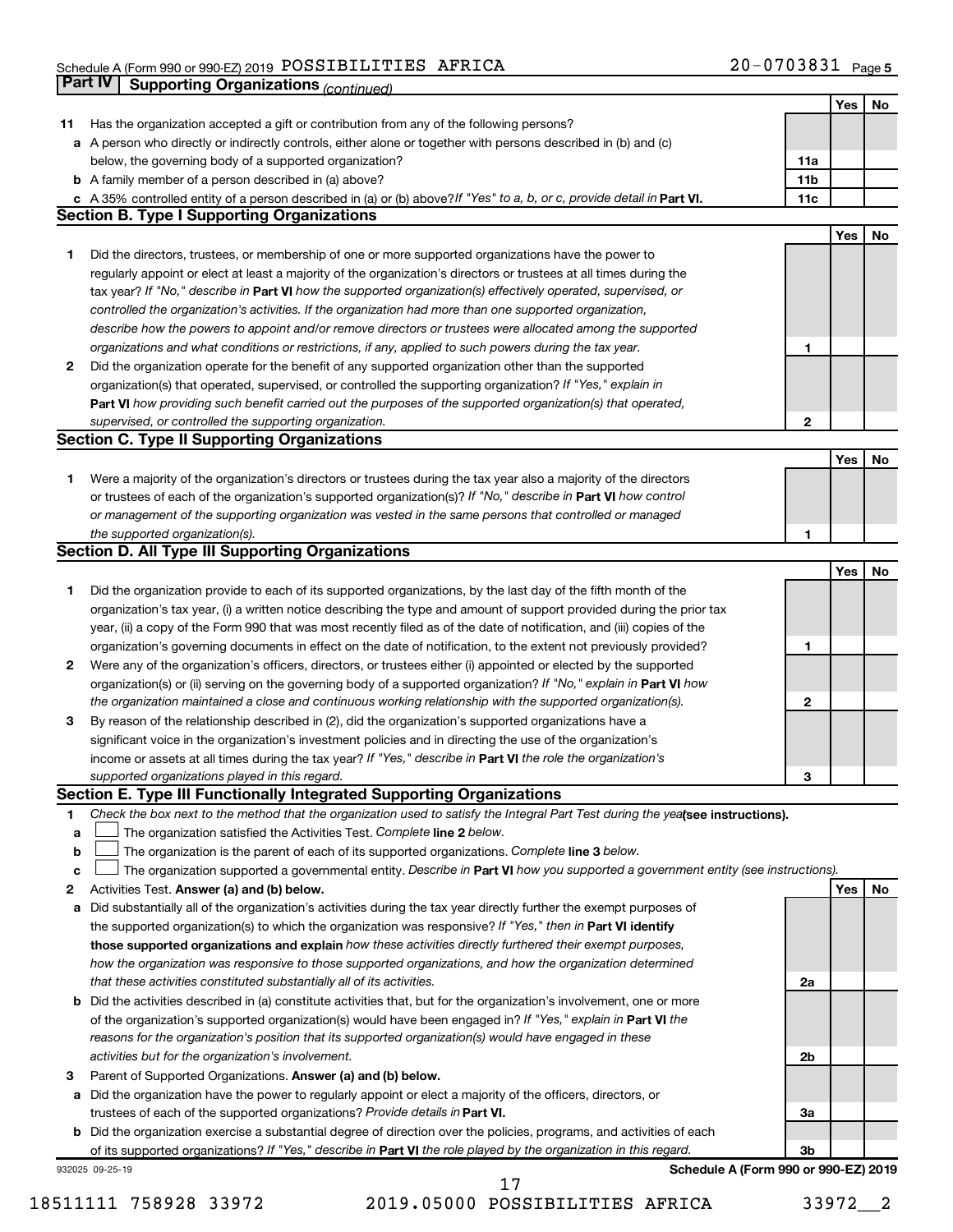Schedule A (Form 990 or 990-EZ) 2019 POSSIBILITIES AFRICA 20-0703831 Page 5

**Part IV | Supporting Organizations** *(continued)*

| | | | Yes | No |
|---|---|---|---|---|
| **11** | Has the organization accepted a gift or contribution from any of the following persons? | | | |
| **a** | A person who directly or indirectly controls, either alone or together with persons described in (b) and (c) below, the governing body of a supported organization? | **11a** | | |
| **b** | A family member of a person described in (a) above? | **11b** | | |
| **c** | A 35% controlled entity of a person described in (a) or (b) above? *If "Yes" to a, b, or c, provide detail in* **Part VI.** | **11c** | | |

**Section B. Type I Supporting Organizations**

| | | | Yes | No |
|---|---|---|---|---|
| **1** | Did the directors, trustees, or membership of one or more supported organizations have the power to regularly appoint or elect at least a majority of the organization's directors or trustees at all times during the tax year? *If "No," describe in* **Part VI** *how the supported organization(s) effectively operated, supervised, or controlled the organization's activities. If the organization had more than one supported organization, describe how the powers to appoint and/or remove directors or trustees were allocated among the supported organizations and what conditions or restrictions, if any, applied to such powers during the tax year.* | **1** | | |
| **2** | Did the organization operate for the benefit of any supported organization other than the supported organization(s) that operated, supervised, or controlled the supporting organization? *If "Yes," explain in* **Part VI** *how providing such benefit carried out the purposes of the supported organization(s) that operated, supervised, or controlled the supporting organization.* | **2** | | |

**Section C. Type II Supporting Organizations**

| | | | Yes | No |
|---|---|---|---|---|
| **1** | Were a majority of the organization's directors or trustees during the tax year also a majority of the directors or trustees of each of the organization's supported organization(s)? *If "No," describe in* **Part VI** *how control or management of the supporting organization was vested in the same persons that controlled or managed the supported organization(s).* | **1** | | |

**Section D. All Type III Supporting Organizations**

| | | | Yes | No |
|---|---|---|---|---|
| **1** | Did the organization provide to each of its supported organizations, by the last day of the fifth month of the organization's tax year, (i) a written notice describing the type and amount of support provided during the prior tax year, (ii) a copy of the Form 990 that was most recently filed as of the date of notification, and (iii) copies of the organization's governing documents in effect on the date of notification, to the extent not previously provided? | **1** | | |
| **2** | Were any of the organization's officers, directors, or trustees either (i) appointed or elected by the supported organization(s) or (ii) serving on the governing body of a supported organization? *If "No," explain in* **Part VI** *how the organization maintained a close and continuous working relationship with the supported organization(s).* | **2** | | |
| **3** | By reason of the relationship described in (2), did the organization's supported organizations have a significant voice in the organization's investment policies and in directing the use of the organization's income or assets at all times during the tax year? *If "Yes," describe in* **Part VI** *the role the organization's supported organizations played in this regard.* | **3** | | |

**Section E. Type III Functionally Integrated Supporting Organizations**

**1** *Check the box next to the method that the organization used to satisfy the Integral Part Test during the year* **(see instructions).**

- **a** ☐ The organization satisfied the Activities Test. *Complete* **line 2** *below.*
- **b** ☐ The organization is the parent of each of its supported organizations. *Complete* **line 3** *below.*
- **c** ☐ The organization supported a governmental entity. *Describe in* **Part VI** *how you supported a government entity (see instructions).*

| | | | Yes | No |
|---|---|---|---|---|
| **2** | Activities Test. **Answer (a) and (b) below.** | | | |
| **a** | Did substantially all of the organization's activities during the tax year directly further the exempt purposes of the supported organization(s) to which the organization was responsive? *If "Yes," then in* **Part VI identify those supported organizations and explain** *how these activities directly furthered their exempt purposes, how the organization was responsive to those supported organizations, and how the organization determined that these activities constituted substantially all of its activities.* | **2a** | | |
| **b** | Did the activities described in (a) constitute activities that, but for the organization's involvement, one or more of the organization's supported organization(s) would have been engaged in? *If "Yes," explain in* **Part VI** *the reasons for the organization's position that its supported organization(s) would have engaged in these activities but for the organization's involvement.* | **2b** | | |
| **3** | Parent of Supported Organizations. **Answer (a) and (b) below.** | | | |
| **a** | Did the organization have the power to regularly appoint or elect a majority of the officers, directors, or trustees of each of the supported organizations? *Provide details in* **Part VI.** | **3a** | | |
| **b** | Did the organization exercise a substantial degree of direction over the policies, programs, and activities of each of its supported organizations? *If "Yes," describe in* **Part VI** *the role played by the organization in this regard.* | **3b** | | |

932025 09-25-19 **Schedule A (Form 990 or 990-EZ) 2019**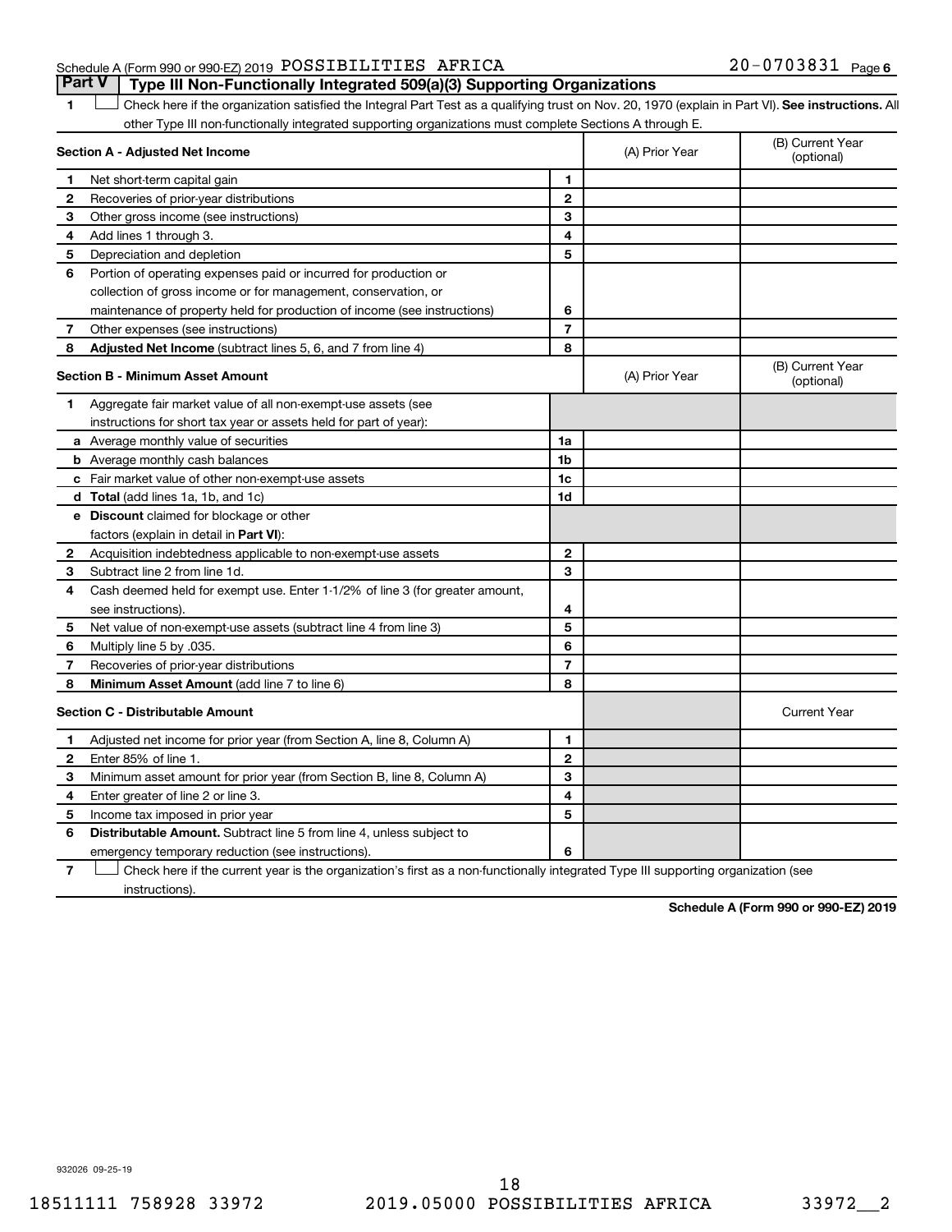Schedule A (Form 990 or 990-EZ) 2019 POSSIBILITIES AFRICA 20-0703831 Page 6

## Part V Type III Non-Functionally Integrated 509(a)(3) Supporting Organizations

1 ☐ Check here if the organization satisfied the Integral Part Test as a qualifying trust on Nov. 20, 1970 (explain in Part VI). **See instructions.** All other Type III non-functionally integrated supporting organizations must complete Sections A through E.

| **Section A - Adjusted Net Income** | | (A) Prior Year | (B) Current Year (optional) |
|---|---|---|---|
| 1 Net short-term capital gain | 1 | | |
| 2 Recoveries of prior-year distributions | 2 | | |
| 3 Other gross income (see instructions) | 3 | | |
| 4 Add lines 1 through 3. | 4 | | |
| 5 Depreciation and depletion | 5 | | |
| 6 Portion of operating expenses paid or incurred for production or collection of gross income or for management, conservation, or maintenance of property held for production of income (see instructions) | 6 | | |
| 7 Other expenses (see instructions) | 7 | | |
| 8 **Adjusted Net Income** (subtract lines 5, 6, and 7 from line 4) | 8 | | |

| **Section B - Minimum Asset Amount** | | (A) Prior Year | (B) Current Year (optional) |
|---|---|---|---|
| 1 Aggregate fair market value of all non-exempt-use assets (see instructions for short tax year or assets held for part of year): | | | |
| a Average monthly value of securities | 1a | | |
| b Average monthly cash balances | 1b | | |
| c Fair market value of other non-exempt-use assets | 1c | | |
| d **Total** (add lines 1a, 1b, and 1c) | 1d | | |
| e **Discount** claimed for blockage or other factors (explain in detail in **Part VI**): | | | |
| 2 Acquisition indebtedness applicable to non-exempt-use assets | 2 | | |
| 3 Subtract line 2 from line 1d. | 3 | | |
| 4 Cash deemed held for exempt use. Enter 1-1/2% of line 3 (for greater amount, see instructions). | 4 | | |
| 5 Net value of non-exempt-use assets (subtract line 4 from line 3) | 5 | | |
| 6 Multiply line 5 by .035. | 6 | | |
| 7 Recoveries of prior-year distributions | 7 | | |
| 8 **Minimum Asset Amount** (add line 7 to line 6) | 8 | | |

| **Section C - Distributable Amount** | | | Current Year |
|---|---|---|---|
| 1 Adjusted net income for prior year (from Section A, line 8, Column A) | 1 | | |
| 2 Enter 85% of line 1. | 2 | | |
| 3 Minimum asset amount for prior year (from Section B, line 8, Column A) | 3 | | |
| 4 Enter greater of line 2 or line 3. | 4 | | |
| 5 Income tax imposed in prior year | 5 | | |
| 6 **Distributable Amount.** Subtract line 5 from line 4, unless subject to emergency temporary reduction (see instructions). | 6 | | |

7 ☐ Check here if the current year is the organization's first as a non-functionally integrated Type III supporting organization (see instructions).

**Schedule A (Form 990 or 990-EZ) 2019**

932026 09-25-19

18511111 758928 33972 2019.05000 POSSIBILITIES AFRICA 33972__2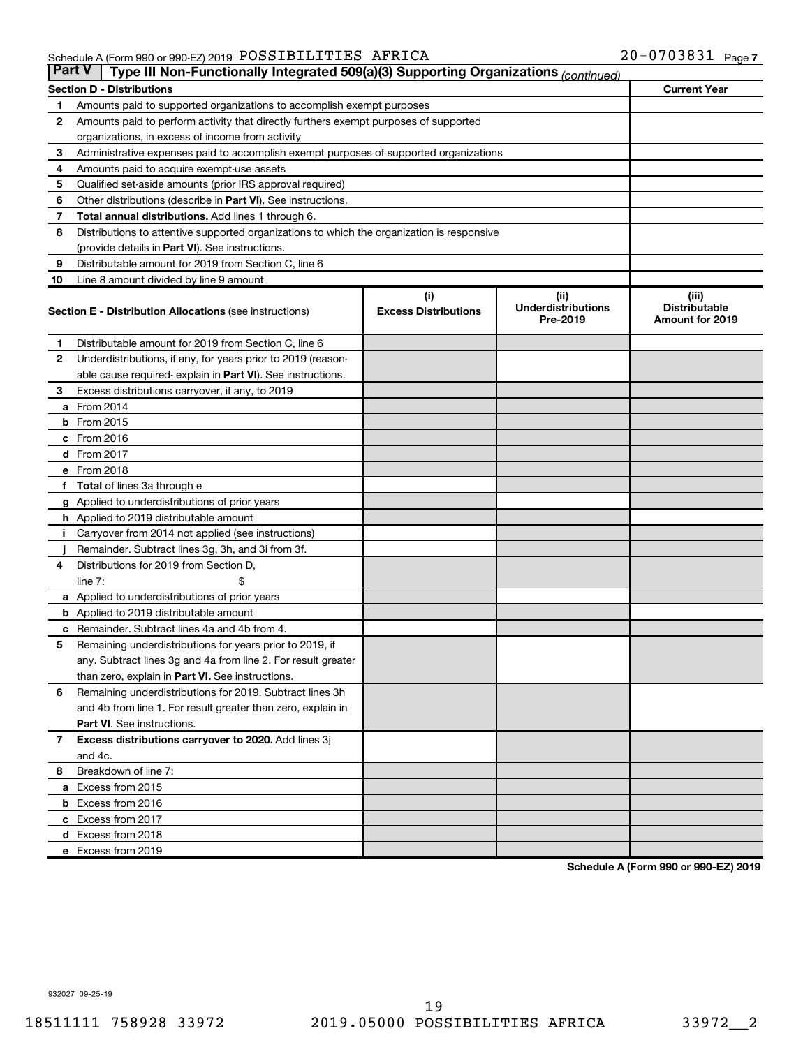Schedule A (Form 990 or 990-EZ) 2019 POSSIBILITIES AFRICA 20-0703831 Page 7

**Part V** Type III Non-Functionally Integrated 509(a)(3) Supporting Organizations *(continued)*

| Section D - Distributions | | Current Year |
|---|---|---|
| 1 | Amounts paid to supported organizations to accomplish exempt purposes | |
| 2 | Amounts paid to perform activity that directly furthers exempt purposes of supported organizations, in excess of income from activity | |
| 3 | Administrative expenses paid to accomplish exempt purposes of supported organizations | |
| 4 | Amounts paid to acquire exempt-use assets | |
| 5 | Qualified set-aside amounts (prior IRS approval required) | |
| 6 | Other distributions (describe in **Part VI**). See instructions. | |
| 7 | **Total annual distributions.** Add lines 1 through 6. | |
| 8 | Distributions to attentive supported organizations to which the organization is responsive (provide details in **Part VI**). See instructions. | |
| 9 | Distributable amount for 2019 from Section C, line 6 | |
| 10 | Line 8 amount divided by line 9 amount | |

| | Section E - Distribution Allocations (see instructions) | (i) Excess Distributions | (ii) Underdistributions Pre-2019 | (iii) Distributable Amount for 2019 |
|---|---|---|---|---|
| 1 | Distributable amount for 2019 from Section C, line 6 | | | |
| 2 | Underdistributions, if any, for years prior to 2019 (reasonable cause required- explain in **Part VI**). See instructions. | | | |
| 3 | Excess distributions carryover, if any, to 2019 | | | |
| a | From 2014 | | | |
| b | From 2015 | | | |
| c | From 2016 | | | |
| d | From 2017 | | | |
| e | From 2018 | | | |
| f | **Total** of lines 3a through e | | | |
| g | Applied to underdistributions of prior years | | | |
| h | Applied to 2019 distributable amount | | | |
| i | Carryover from 2014 not applied (see instructions) | | | |
| j | Remainder. Subtract lines 3g, 3h, and 3i from 3f. | | | |
| 4 | Distributions for 2019 from Section D, line 7: $ | | | |
| a | Applied to underdistributions of prior years | | | |
| b | Applied to 2019 distributable amount | | | |
| c | Remainder. Subtract lines 4a and 4b from 4. | | | |
| 5 | Remaining underdistributions for years prior to 2019, if any. Subtract lines 3g and 4a from line 2. For result greater than zero, explain in **Part VI.** See instructions. | | | |
| 6 | Remaining underdistributions for 2019. Subtract lines 3h and 4b from line 1. For result greater than zero, explain in **Part VI**. See instructions. | | | |
| 7 | **Excess distributions carryover to 2020.** Add lines 3j and 4c. | | | |
| 8 | Breakdown of line 7: | | | |
| a | Excess from 2015 | | | |
| b | Excess from 2016 | | | |
| c | Excess from 2017 | | | |
| d | Excess from 2018 | | | |
| e | Excess from 2019 | | | |

**Schedule A (Form 990 or 990-EZ) 2019**

932027 09-25-19

18511111 758928 33972 2019.05000 POSSIBILITIES AFRICA 33972__2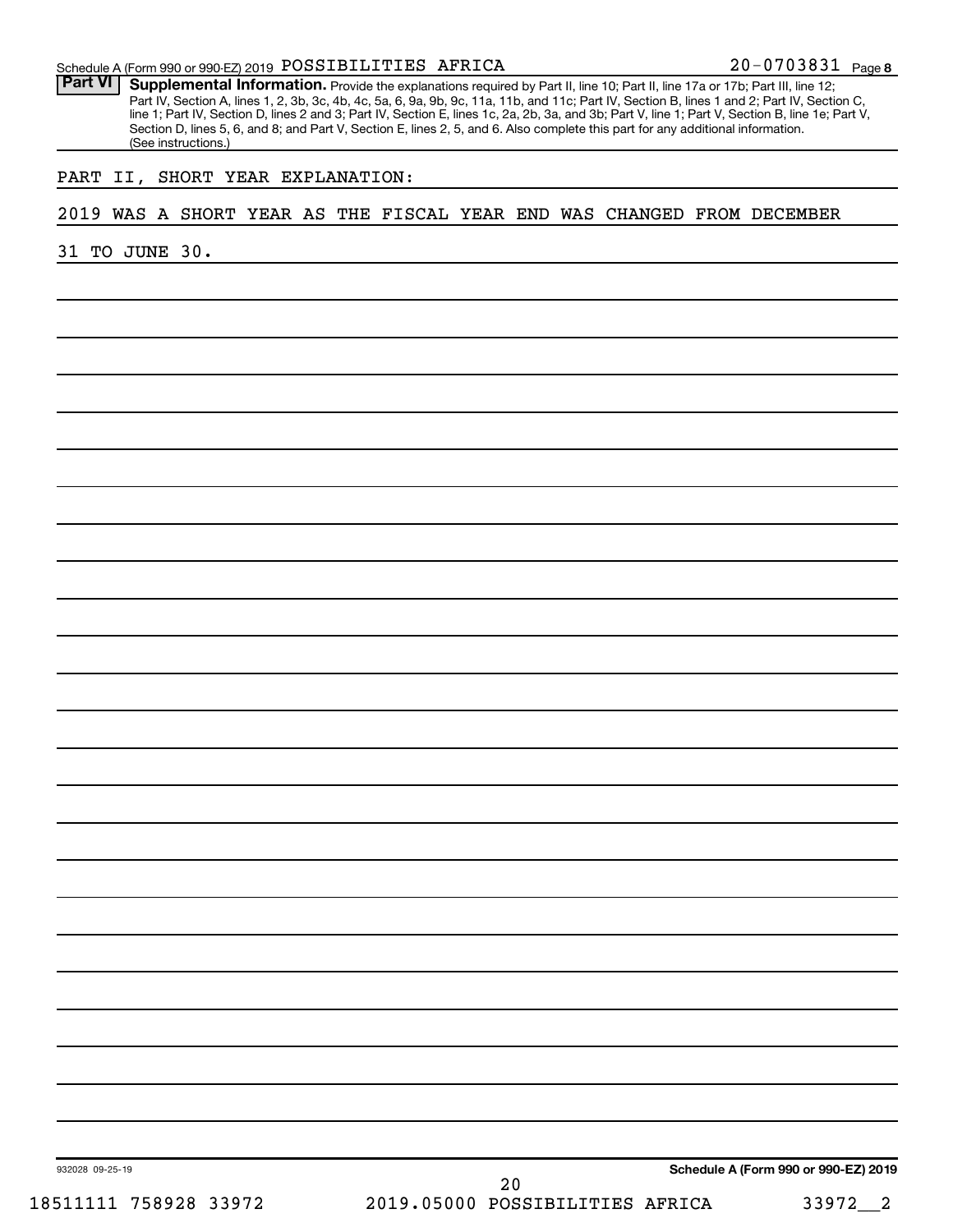Schedule A (Form 990 or 990-EZ) 2019 POSSIBILITIES AFRICA 20-0703831 Page 8

**Part VI** **Supplemental Information.** Provide the explanations required by Part II, line 10; Part II, line 17a or 17b; Part III, line 12; Part IV, Section A, lines 1, 2, 3b, 3c, 4b, 4c, 5a, 6, 9a, 9b, 9c, 11a, 11b, and 11c; Part IV, Section B, lines 1 and 2; Part IV, Section C, line 1; Part IV, Section D, lines 2 and 3; Part IV, Section E, lines 1c, 2a, 2b, 3a, and 3b; Part V, line 1; Part V, Section B, line 1e; Part V, Section D, lines 5, 6, and 8; and Part V, Section E, lines 2, 5, and 6. Also complete this part for any additional information. (See instructions.)

PART II, SHORT YEAR EXPLANATION:

2019 WAS A SHORT YEAR AS THE FISCAL YEAR END WAS CHANGED FROM DECEMBER 31 TO JUNE 30.

932028 09-25-19 **Schedule A (Form 990 or 990-EZ) 2019**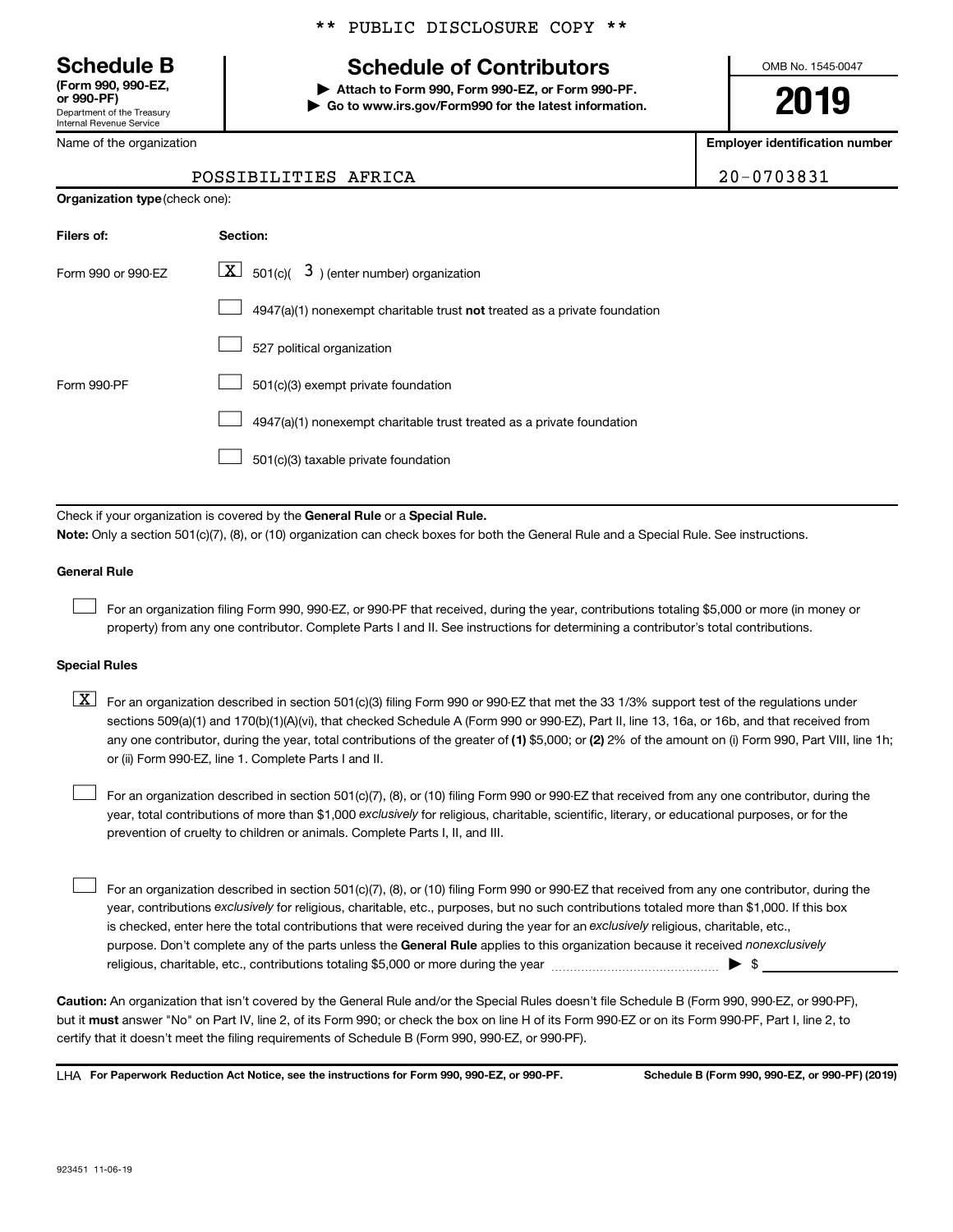\*\* PUBLIC DISCLOSURE COPY \*\*

# Schedule B

**(Form 990, 990-EZ, or 990-PF)**
Department of the Treasury
Internal Revenue Service

## Schedule of Contributors

▶ **Attach to Form 990, Form 990-EZ, or Form 990-PF.**
▶ **Go to www.irs.gov/Form990 for the latest information.**

OMB No. 1545-0047

**2019**

| Name of the organization | Employer identification number |
|---|---|
| POSSIBILITIES AFRICA | 20-0703831 |

**Organization type** (check one):

| Filers of: | Section: |
|---|---|
| Form 990 or 990-EZ | [X] 501(c)( 3 ) (enter number) organization |
| | [ ] 4947(a)(1) nonexempt charitable trust **not** treated as a private foundation |
| | [ ] 527 political organization |
| Form 990-PF | [ ] 501(c)(3) exempt private foundation |
| | [ ] 4947(a)(1) nonexempt charitable trust treated as a private foundation |
| | [ ] 501(c)(3) taxable private foundation |

Check if your organization is covered by the **General Rule** or a **Special Rule.**

**Note:** Only a section 501(c)(7), (8), or (10) organization can check boxes for both the General Rule and a Special Rule. See instructions.

### General Rule

[ ] For an organization filing Form 990, 990-EZ, or 990-PF that received, during the year, contributions totaling $5,000 or more (in money or property) from any one contributor. Complete Parts I and II. See instructions for determining a contributor's total contributions.

### Special Rules

[X] For an organization described in section 501(c)(3) filing Form 990 or 990-EZ that met the 33 1/3% support test of the regulations under sections 509(a)(1) and 170(b)(1)(A)(vi), that checked Schedule A (Form 990 or 990-EZ), Part II, line 13, 16a, or 16b, and that received from any one contributor, during the year, total contributions of the greater of **(1)** $5,000; or **(2)** 2% of the amount on (i) Form 990, Part VIII, line 1h; or (ii) Form 990-EZ, line 1. Complete Parts I and II.

[ ] For an organization described in section 501(c)(7), (8), or (10) filing Form 990 or 990-EZ that received from any one contributor, during the year, total contributions of more than $1,000 *exclusively* for religious, charitable, scientific, literary, or educational purposes, or for the prevention of cruelty to children or animals. Complete Parts I, II, and III.

[ ] For an organization described in section 501(c)(7), (8), or (10) filing Form 990 or 990-EZ that received from any one contributor, during the year, contributions *exclusively* for religious, charitable, etc., purposes, but no such contributions totaled more than $1,000. If this box is checked, enter here the total contributions that were received during the year for an *exclusively* religious, charitable, etc., purpose. Don't complete any of the parts unless the **General Rule** applies to this organization because it received *nonexclusively* religious, charitable, etc., contributions totaling $5,000 or more during the year ▶ $ ____________

**Caution:** An organization that isn't covered by the General Rule and/or the Special Rules doesn't file Schedule B (Form 990, 990-EZ, or 990-PF), but it **must** answer "No" on Part IV, line 2, of its Form 990; or check the box on line H of its Form 990-EZ or on its Form 990-PF, Part I, line 2, to certify that it doesn't meet the filing requirements of Schedule B (Form 990, 990-EZ, or 990-PF).

LHA **For Paperwork Reduction Act Notice, see the instructions for Form 990, 990-EZ, or 990-PF.** **Schedule B (Form 990, 990-EZ, or 990-PF) (2019)**

923451 11-06-19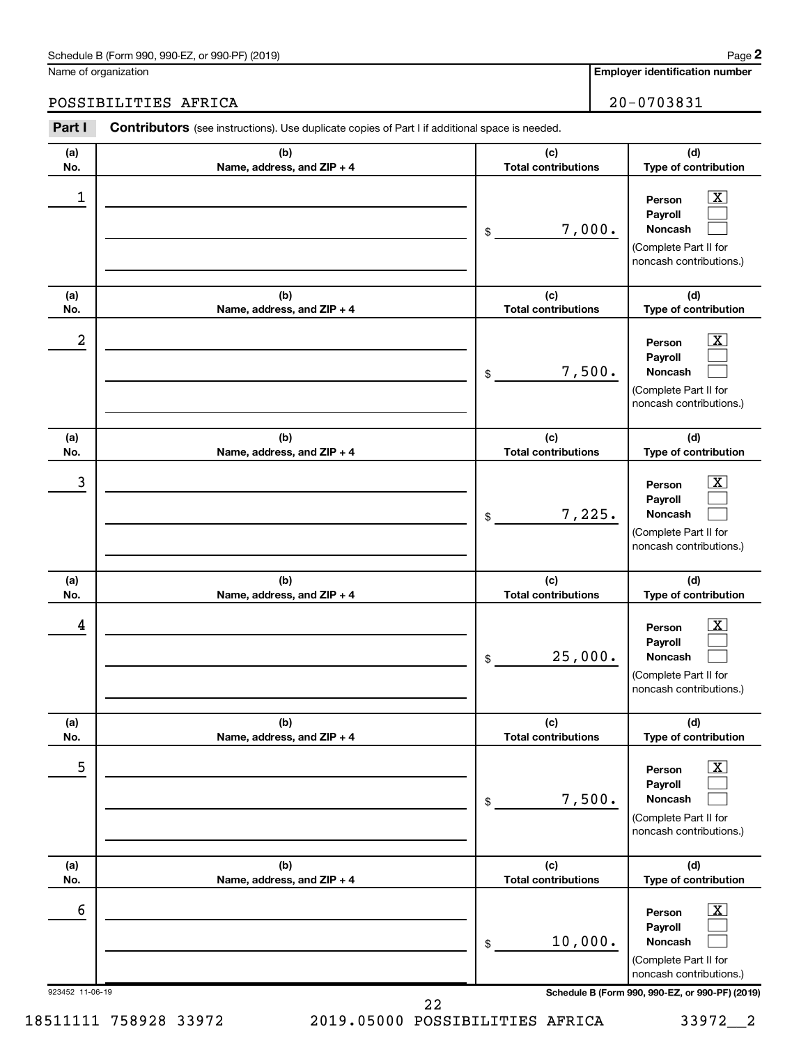Schedule B (Form 990, 990-EZ, or 990-PF) (2019)

Name of organization: POSSIBILITIES AFRICA

Employer identification number: 20-0703831

## Part I Contributors (see instructions). Use duplicate copies of Part I if additional space is needed.

| (a) No. | (b) Name, address, and ZIP + 4 | (c) Total contributions | (d) Type of contribution |
|---|---|---|---|
| 1 | | $ 7,000. | Person [X] Payroll [ ] Noncash [ ] (Complete Part II for noncash contributions.) |
| 2 | | $ 7,500. | Person [X] Payroll [ ] Noncash [ ] (Complete Part II for noncash contributions.) |
| 3 | | $ 7,225. | Person [X] Payroll [ ] Noncash [ ] (Complete Part II for noncash contributions.) |
| 4 | | $ 25,000. | Person [X] Payroll [ ] Noncash [ ] (Complete Part II for noncash contributions.) |
| 5 | | $ 7,500. | Person [X] Payroll [ ] Noncash [ ] (Complete Part II for noncash contributions.) |
| 6 | | $ 10,000. | Person [X] Payroll [ ] Noncash [ ] (Complete Part II for noncash contributions.) |

923452 11-06-19

Schedule B (Form 990, 990-EZ, or 990-PF) (2019)

18511111 758928 33972 2019.05000 POSSIBILITIES AFRICA 33972__2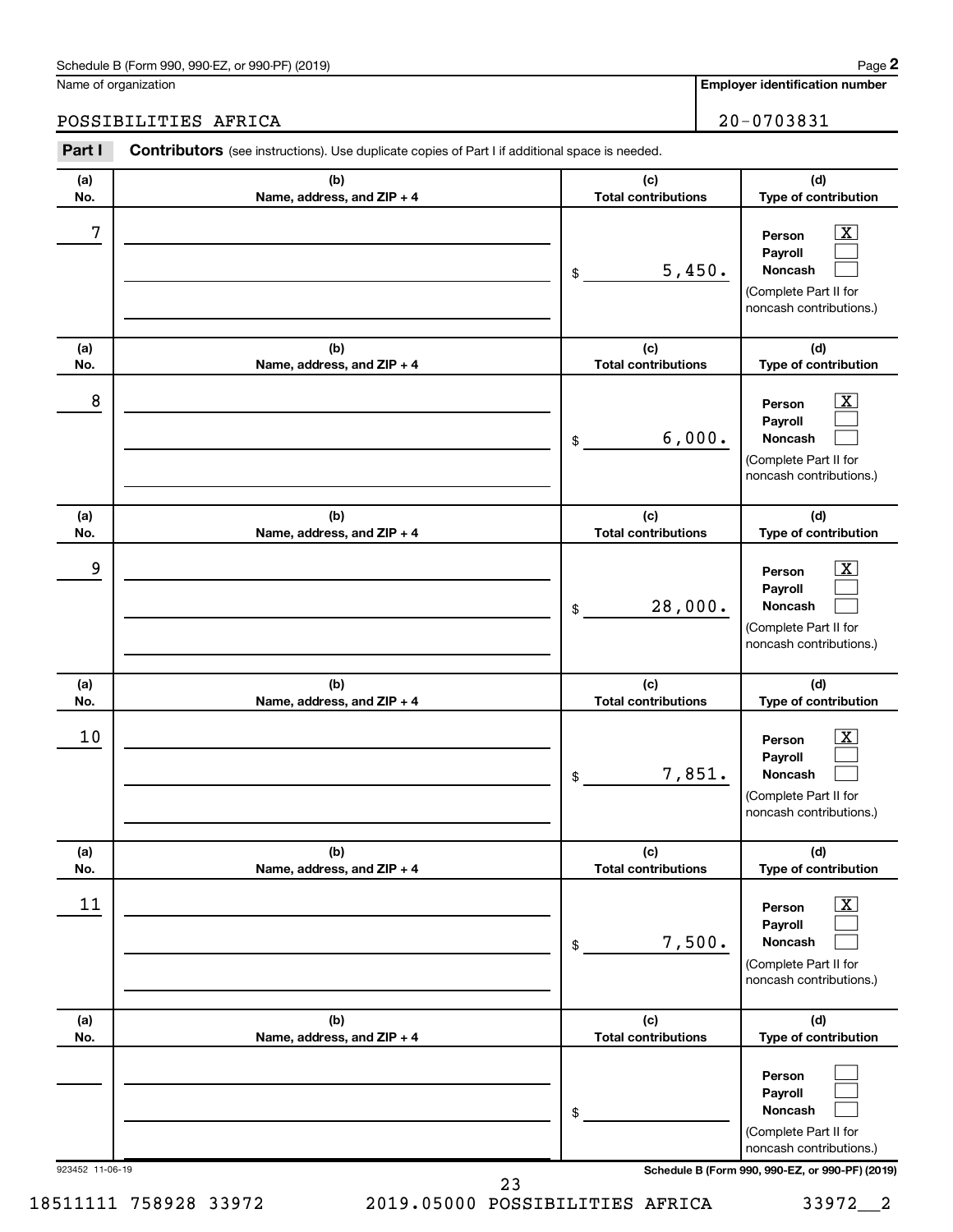Schedule B (Form 990, 990-EZ, or 990-PF) (2019)

Name of organization: POSSIBILITIES AFRICA

Employer identification number: 20-0703831

**Part I** **Contributors** (see instructions). Use duplicate copies of Part I if additional space is needed.

| (a) No. | (b) Name, address, and ZIP + 4 | (c) Total contributions | (d) Type of contribution |
|---|---|---|---|
| 7 | | $ 5,450. | Person [X] Payroll [ ] Noncash [ ] (Complete Part II for noncash contributions.) |
| 8 | | $ 6,000. | Person [X] Payroll [ ] Noncash [ ] (Complete Part II for noncash contributions.) |
| 9 | | $ 28,000. | Person [X] Payroll [ ] Noncash [ ] (Complete Part II for noncash contributions.) |
| 10 | | $ 7,851. | Person [X] Payroll [ ] Noncash [ ] (Complete Part II for noncash contributions.) |
| 11 | | $ 7,500. | Person [X] Payroll [ ] Noncash [ ] (Complete Part II for noncash contributions.) |
| | | $ | Person [ ] Payroll [ ] Noncash [ ] (Complete Part II for noncash contributions.) |

923452 11-06-19

Schedule B (Form 990, 990-EZ, or 990-PF) (2019)

18511111 758928 33972 2019.05000 POSSIBILITIES AFRICA 33972__2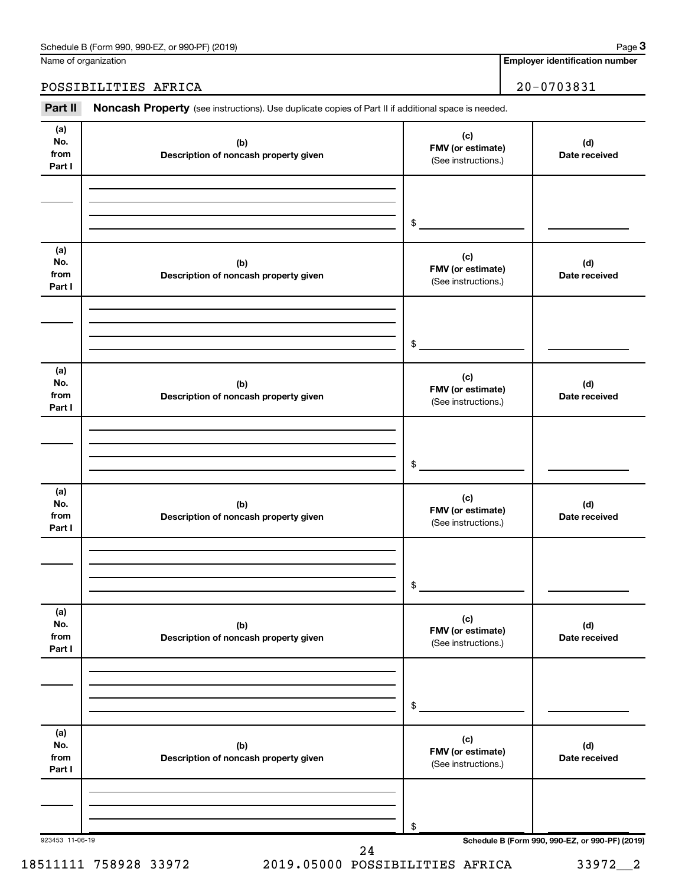Schedule B (Form 990, 990-EZ, or 990-PF) (2019) Page **3**

Name of organization: POSSIBILITIES AFRICA

**Employer identification number**: 20-0703831

**Part II** **Noncash Property** (see instructions). Use duplicate copies of Part II if additional space is needed.

| (a) No. from Part I | (b) Description of noncash property given | (c) FMV (or estimate) (See instructions.) | (d) Date received |
|---|---|---|---|
| | | $ | |

| (a) No. from Part I | (b) Description of noncash property given | (c) FMV (or estimate) (See instructions.) | (d) Date received |
|---|---|---|---|
| | | $ | |

| (a) No. from Part I | (b) Description of noncash property given | (c) FMV (or estimate) (See instructions.) | (d) Date received |
|---|---|---|---|
| | | $ | |

| (a) No. from Part I | (b) Description of noncash property given | (c) FMV (or estimate) (See instructions.) | (d) Date received |
|---|---|---|---|
| | | $ | |

| (a) No. from Part I | (b) Description of noncash property given | (c) FMV (or estimate) (See instructions.) | (d) Date received |
|---|---|---|---|
| | | $ | |

| (a) No. from Part I | (b) Description of noncash property given | (c) FMV (or estimate) (See instructions.) | (d) Date received |
|---|---|---|---|
| | | $ | |

923453 11-06-19 **Schedule B (Form 990, 990-EZ, or 990-PF) (2019)**

18511111 758928 33972 2019.05000 POSSIBILITIES AFRICA 33972__2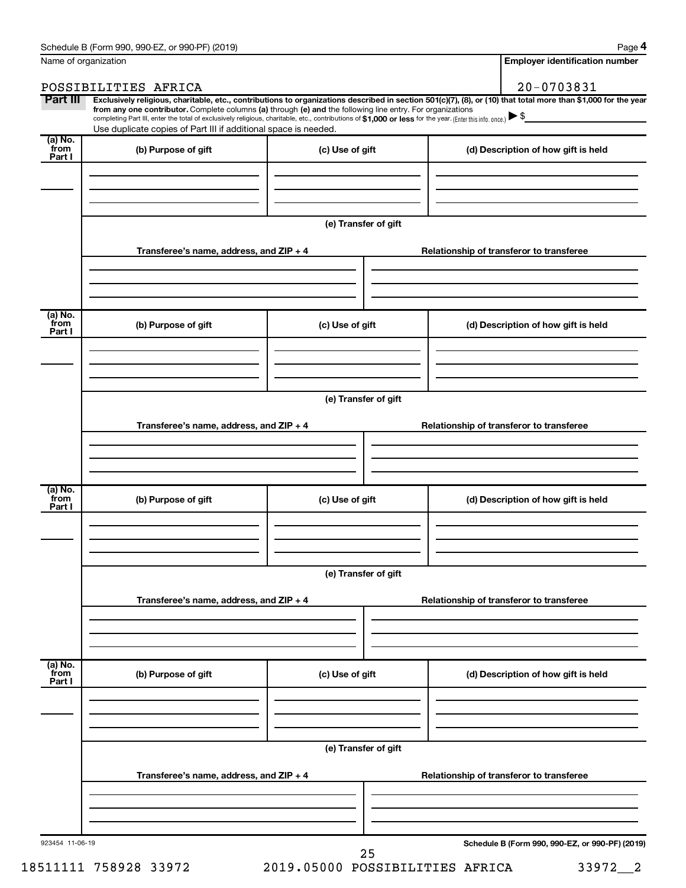Name of organization

POSSIBILITIES AFRICA

**Employer identification number**

20-0703831

**Part III** **Exclusively religious, charitable, etc., contributions to organizations described in section 501(c)(7), (8), or (10) that total more than $1,000 for the year from any one contributor.** Complete columns **(a)** through **(e)** and the following line entry. For organizations completing Part III, enter the total of exclusively religious, charitable, etc., contributions of **$1,000 or less** for the year. (Enter this info. once.) ▶ $

Use duplicate copies of Part III if additional space is needed.

| (a) No. from Part I | (b) Purpose of gift | (c) Use of gift | (d) Description of how gift is held |
|---|---|---|---|
| | | | |

**(e) Transfer of gift**

| Transferee's name, address, and ZIP + 4 | Relationship of transferor to transferee |
|---|---|
| | |

| (a) No. from Part I | (b) Purpose of gift | (c) Use of gift | (d) Description of how gift is held |
|---|---|---|---|
| | | | |

**(e) Transfer of gift**

| Transferee's name, address, and ZIP + 4 | Relationship of transferor to transferee |
|---|---|
| | |

| (a) No. from Part I | (b) Purpose of gift | (c) Use of gift | (d) Description of how gift is held |
|---|---|---|---|
| | | | |

**(e) Transfer of gift**

| Transferee's name, address, and ZIP + 4 | Relationship of transferor to transferee |
|---|---|
| | |

| (a) No. from Part I | (b) Purpose of gift | (c) Use of gift | (d) Description of how gift is held |
|---|---|---|---|
| | | | |

**(e) Transfer of gift**

| Transferee's name, address, and ZIP + 4 | Relationship of transferor to transferee |
|---|---|
| | |

923454 11-06-19

**Schedule B (Form 990, 990-EZ, or 990-PF) (2019)**

18511111 758928 33972 2019.05000 POSSIBILITIES AFRICA 33972__2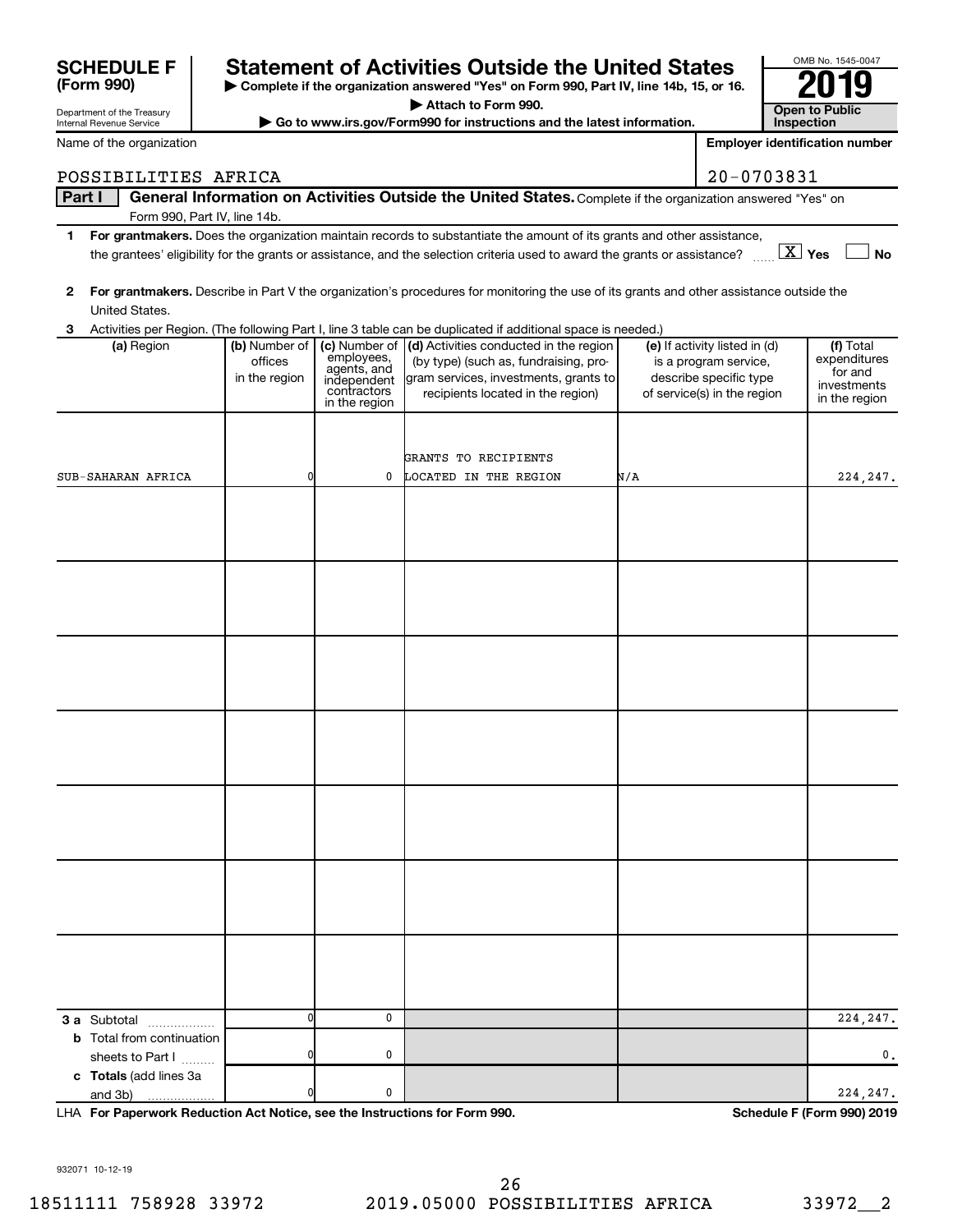**SCHEDULE F (Form 990)**

Department of the Treasury
Internal Revenue Service

# Statement of Activities Outside the United States

▶ Complete if the organization answered "Yes" on Form 990, Part IV, line 14b, 15, or 16.
▶ Attach to Form 990.
▶ Go to www.irs.gov/Form990 for instructions and the latest information.

OMB No. 1545-0047

**2019**

**Open to Public Inspection**

Name of the organization: POSSIBILITIES AFRICA

Employer identification number: 20-0703831

**Part I — General Information on Activities Outside the United States.** Complete if the organization answered "Yes" on Form 990, Part IV, line 14b.

1 **For grantmakers.** Does the organization maintain records to substantiate the amount of its grants and other assistance, the grantees' eligibility for the grants or assistance, and the selection criteria used to award the grants or assistance? [X] Yes [ ] No

2 **For grantmakers.** Describe in Part V the organization's procedures for monitoring the use of its grants and other assistance outside the United States.

3 Activities per Region. (The following Part I, line 3 table can be duplicated if additional space is needed.)

| (a) Region | (b) Number of offices in the region | (c) Number of employees, agents, and independent contractors in the region | (d) Activities conducted in the region (by type) (such as, fundraising, program services, investments, grants to recipients located in the region) | (e) If activity listed in (d) is a program service, describe specific type of service(s) in the region | (f) Total expenditures for and investments in the region |
|---|---|---|---|---|---|
| SUB-SAHARAN AFRICA | 0 | 0 | GRANTS TO RECIPIENTS LOCATED IN THE REGION | N/A | 224,247. |
| | | | | | |
| | | | | | |
| | | | | | |
| | | | | | |
| | | | | | |
| | | | | | |
| | | | | | |
| **3 a** Subtotal | 0 | 0 | | | 224,247. |
| **b** Total from continuation sheets to Part I | 0 | 0 | | | 0. |
| **c Totals** (add lines 3a and 3b) | 0 | 0 | | | 224,247. |

LHA **For Paperwork Reduction Act Notice, see the Instructions for Form 990.** **Schedule F (Form 990) 2019**

932071 10-12-19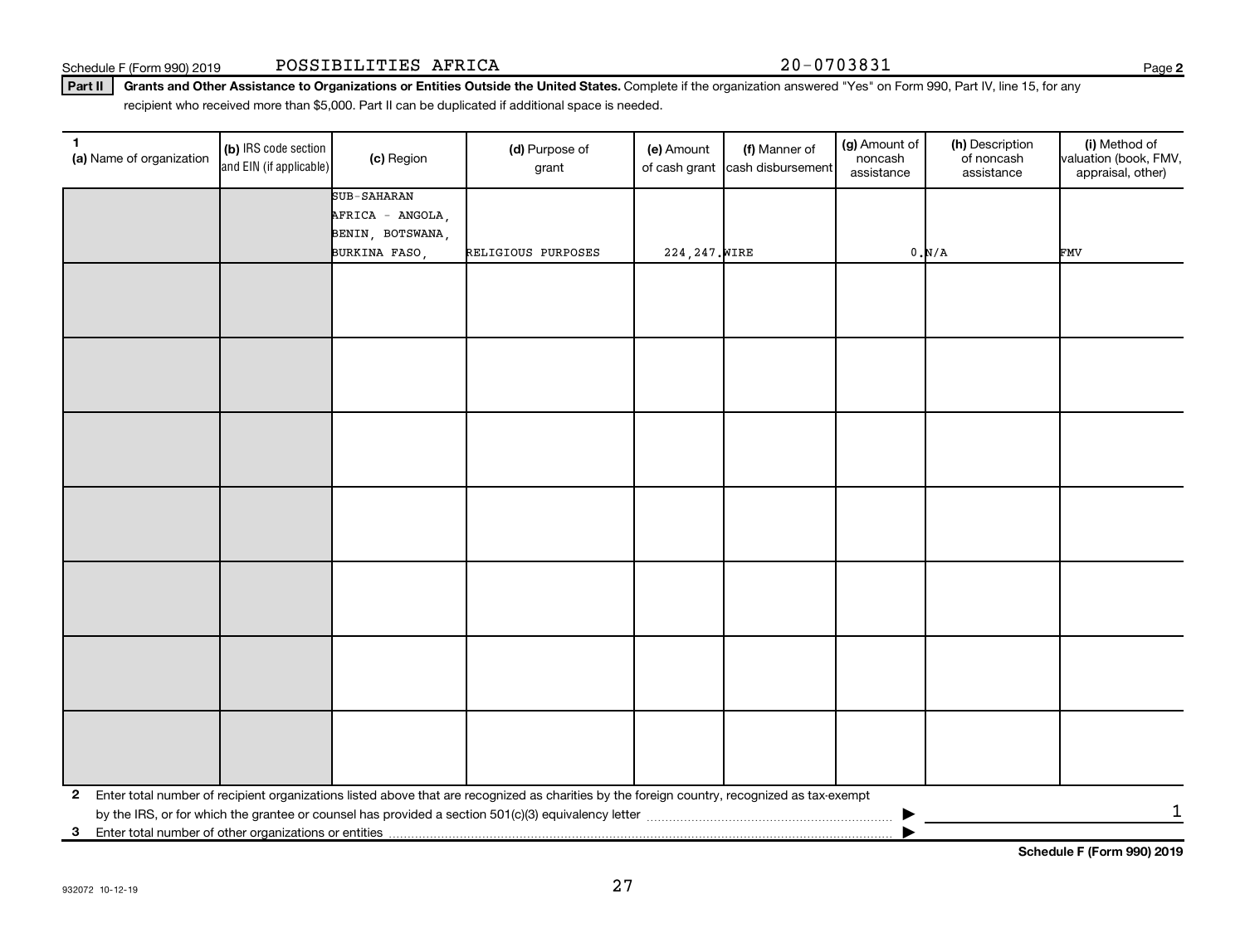Schedule F (Form 990) 2019 POSSIBILITIES AFRICA 20-0703831

**Part II** **Grants and Other Assistance to Organizations or Entities Outside the United States.** Complete if the organization answered "Yes" on Form 990, Part IV, line 15, for any recipient who received more than $5,000. Part II can be duplicated if additional space is needed.

| 1 (a) Name of organization | (b) IRS code section and EIN (if applicable) | (c) Region | (d) Purpose of grant | (e) Amount of cash grant | (f) Manner of cash disbursement | (g) Amount of noncash assistance | (h) Description of noncash assistance | (i) Method of valuation (book, FMV, appraisal, other) |
|---|---|---|---|---|---|---|---|---|
| | | SUB-SAHARAN AFRICA - ANGOLA, BENIN, BOTSWANA, BURKINA FASO, | RELIGIOUS PURPOSES | 224,247. | WIRE | 0. | N/A | FMV |
| | | | | | | | | |
| | | | | | | | | |
| | | | | | | | | |
| | | | | | | | | |
| | | | | | | | | |
| | | | | | | | | |
| | | | | | | | | |

**2** Enter total number of recipient organizations listed above that are recognized as charities by the foreign country, recognized as tax-exempt by the IRS, or for which the grantee or counsel has provided a section 501(c)(3) equivalency letter ▶ 1

**3** Enter total number of other organizations or entities ▶

**Schedule F (Form 990) 2019**

932072 10-12-19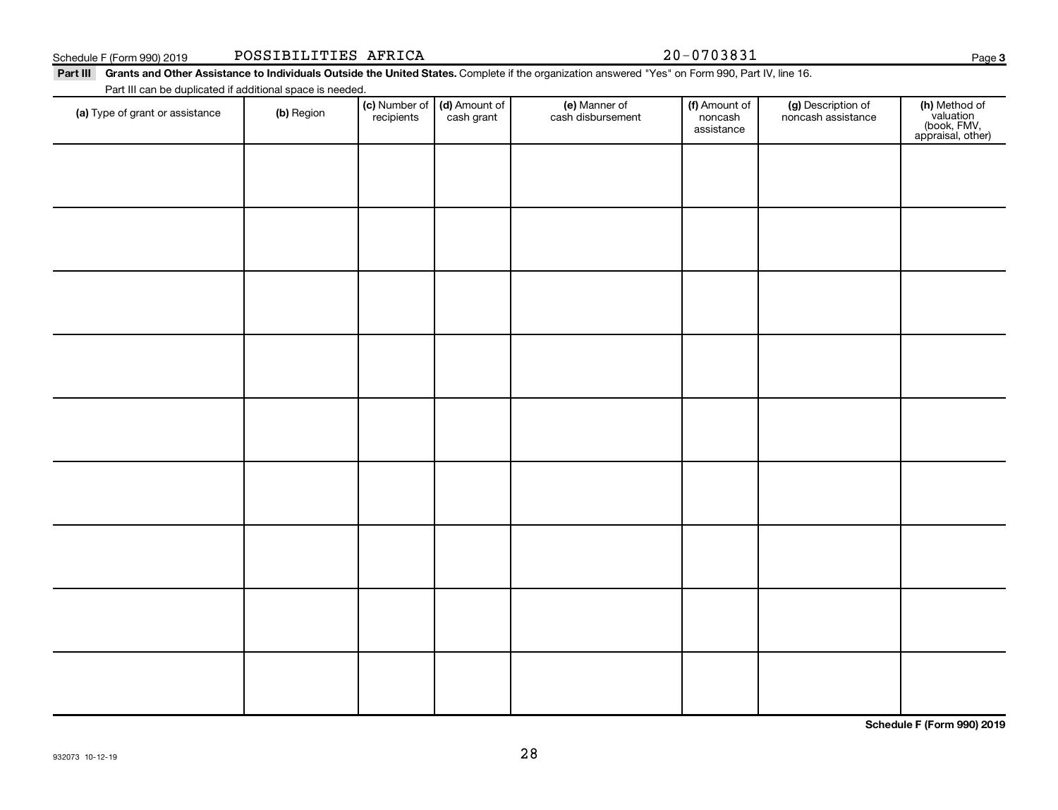Schedule F (Form 990) 2019 POSSIBILITIES AFRICA 20-0703831 Page 3

**Part III Grants and Other Assistance to Individuals Outside the United States.** Complete if the organization answered "Yes" on Form 990, Part IV, line 16.

Part III can be duplicated if additional space is needed.

| **(a)** Type of grant or assistance | **(b)** Region | **(c)** Number of recipients | **(d)** Amount of cash grant | **(e)** Manner of cash disbursement | **(f)** Amount of noncash assistance | **(g)** Description of noncash assistance | **(h)** Method of valuation (book, FMV, appraisal, other) |
|---|---|---|---|---|---|---|---|
| | | | | | | | |
| | | | | | | | |
| | | | | | | | |
| | | | | | | | |
| | | | | | | | |
| | | | | | | | |
| | | | | | | | |
| | | | | | | | |
| | | | | | | | |

**Schedule F (Form 990) 2019**

932073 10-12-19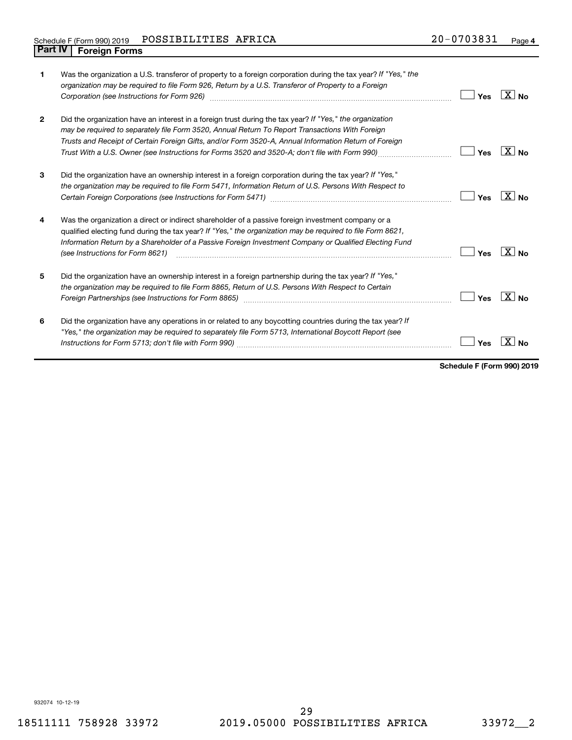Schedule F (Form 990) 2019 POSSIBILITIES AFRICA 20-0703831 Page 4

## Part IV Foreign Forms

| | | | |
|---|---|---|---|
| 1 | Was the organization a U.S. transferor of property to a foreign corporation during the tax year? *If "Yes," the organization may be required to file Form 926, Return by a U.S. Transferor of Property to a Foreign Corporation (see Instructions for Form 926)* | Yes | [X] No |
| 2 | Did the organization have an interest in a foreign trust during the tax year? *If "Yes," the organization may be required to separately file Form 3520, Annual Return To Report Transactions With Foreign Trusts and Receipt of Certain Foreign Gifts, and/or Form 3520-A, Annual Information Return of Foreign Trust With a U.S. Owner (see Instructions for Forms 3520 and 3520-A; don't file with Form 990)* | Yes | [X] No |
| 3 | Did the organization have an ownership interest in a foreign corporation during the tax year? *If "Yes," the organization may be required to file Form 5471, Information Return of U.S. Persons With Respect to Certain Foreign Corporations (see Instructions for Form 5471)* | Yes | [X] No |
| 4 | Was the organization a direct or indirect shareholder of a passive foreign investment company or a qualified electing fund during the tax year? *If "Yes," the organization may be required to file Form 8621, Information Return by a Shareholder of a Passive Foreign Investment Company or Qualified Electing Fund (see Instructions for Form 8621)* | Yes | [X] No |
| 5 | Did the organization have an ownership interest in a foreign partnership during the tax year? *If "Yes," the organization may be required to file Form 8865, Return of U.S. Persons With Respect to Certain Foreign Partnerships (see Instructions for Form 8865)* | Yes | [X] No |
| 6 | Did the organization have any operations in or related to any boycotting countries during the tax year? *If "Yes," the organization may be required to separately file Form 5713, International Boycott Report (see Instructions for Form 5713; don't file with Form 990)* | Yes | [X] No |

**Schedule F (Form 990) 2019**

932074 10-12-19

18511111 758928 33972 2019.05000 POSSIBILITIES AFRICA 33972__2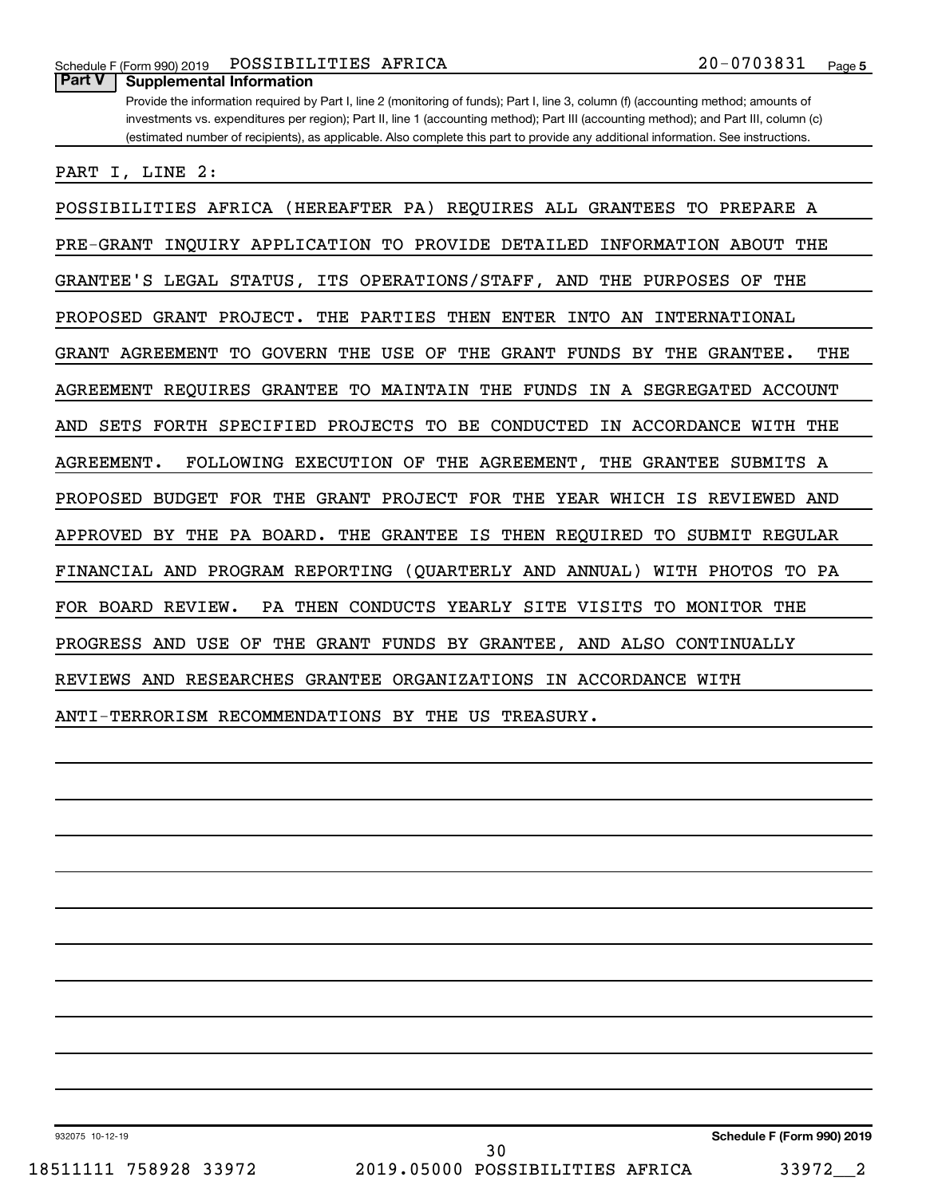Schedule F (Form 990) 2019 POSSIBILITIES AFRICA 20-0703831 Page 5

## Part V Supplemental Information

Provide the information required by Part I, line 2 (monitoring of funds); Part I, line 3, column (f) (accounting method; amounts of investments vs. expenditures per region); Part II, line 1 (accounting method); Part III (accounting method); and Part III, column (c) (estimated number of recipients), as applicable. Also complete this part to provide any additional information. See instructions.

PART I, LINE 2:

POSSIBILITIES AFRICA (HEREAFTER PA) REQUIRES ALL GRANTEES TO PREPARE A PRE-GRANT INQUIRY APPLICATION TO PROVIDE DETAILED INFORMATION ABOUT THE GRANTEE'S LEGAL STATUS, ITS OPERATIONS/STAFF, AND THE PURPOSES OF THE PROPOSED GRANT PROJECT. THE PARTIES THEN ENTER INTO AN INTERNATIONAL GRANT AGREEMENT TO GOVERN THE USE OF THE GRANT FUNDS BY THE GRANTEE. THE AGREEMENT REQUIRES GRANTEE TO MAINTAIN THE FUNDS IN A SEGREGATED ACCOUNT AND SETS FORTH SPECIFIED PROJECTS TO BE CONDUCTED IN ACCORDANCE WITH THE AGREEMENT. FOLLOWING EXECUTION OF THE AGREEMENT, THE GRANTEE SUBMITS A PROPOSED BUDGET FOR THE GRANT PROJECT FOR THE YEAR WHICH IS REVIEWED AND APPROVED BY THE PA BOARD. THE GRANTEE IS THEN REQUIRED TO SUBMIT REGULAR FINANCIAL AND PROGRAM REPORTING (QUARTERLY AND ANNUAL) WITH PHOTOS TO PA FOR BOARD REVIEW. PA THEN CONDUCTS YEARLY SITE VISITS TO MONITOR THE PROGRESS AND USE OF THE GRANT FUNDS BY GRANTEE, AND ALSO CONTINUALLY REVIEWS AND RESEARCHES GRANTEE ORGANIZATIONS IN ACCORDANCE WITH ANTI-TERRORISM RECOMMENDATIONS BY THE US TREASURY.

932075 10-12-19 Schedule F (Form 990) 2019

18511111 758928 33972 2019.05000 POSSIBILITIES AFRICA 33972__2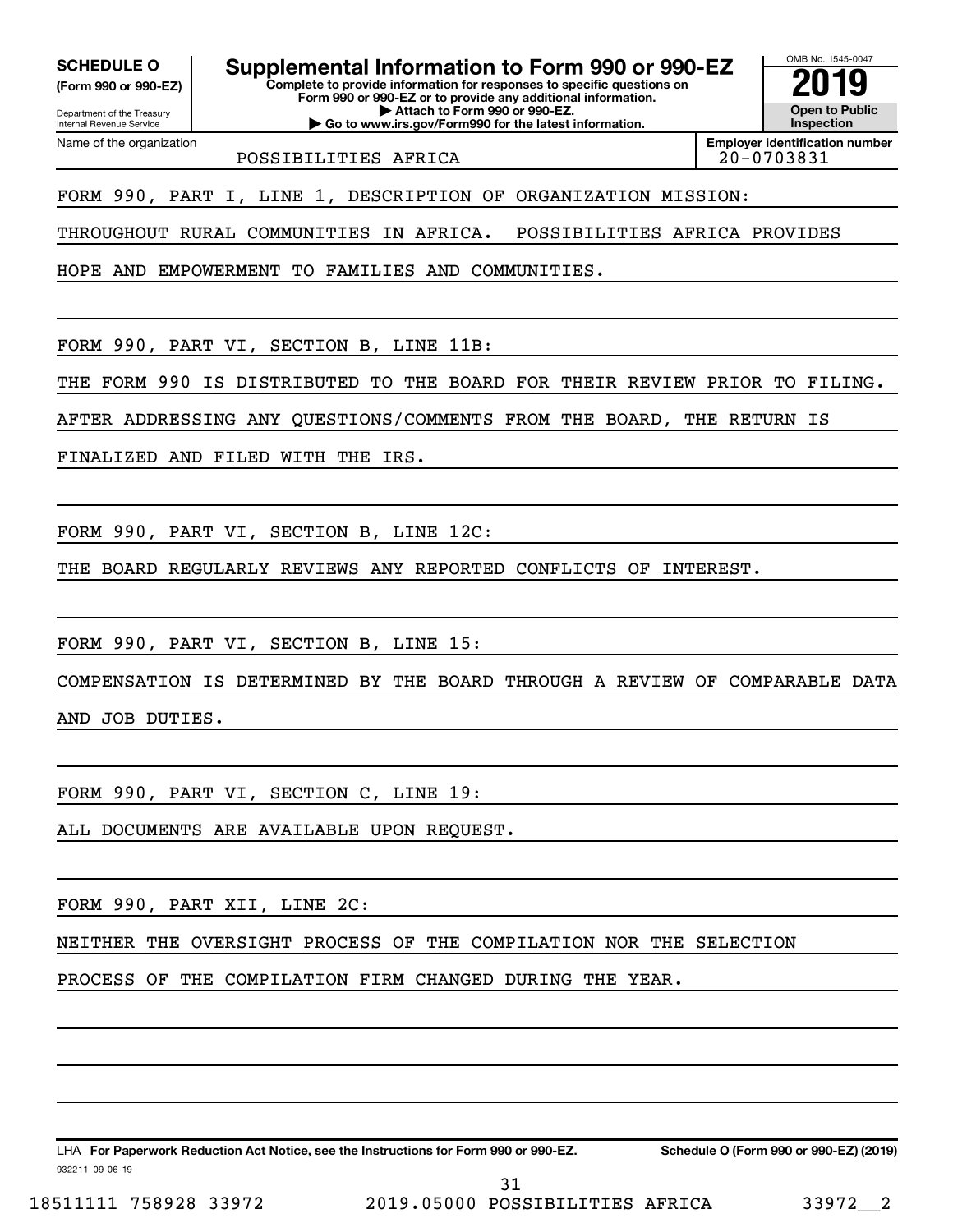**SCHEDULE O**
**(Form 990 or 990-EZ)**

Department of the Treasury
Internal Revenue Service

# Supplemental Information to Form 990 or 990-EZ

**Complete to provide information for responses to specific questions on Form 990 or 990-EZ or to provide any additional information.**
**▶ Attach to Form 990 or 990-EZ.**
**▶ Go to www.irs.gov/Form990 for the latest information.**

OMB No. 1545-0047
**2019**
**Open to Public Inspection**

| Name of the organization | Employer identification number |
|---|---|
| POSSIBILITIES AFRICA | 20-0703831 |

FORM 990, PART I, LINE 1, DESCRIPTION OF ORGANIZATION MISSION:

THROUGHOUT RURAL COMMUNITIES IN AFRICA. POSSIBILITIES AFRICA PROVIDES HOPE AND EMPOWERMENT TO FAMILIES AND COMMUNITIES.

FORM 990, PART VI, SECTION B, LINE 11B:

THE FORM 990 IS DISTRIBUTED TO THE BOARD FOR THEIR REVIEW PRIOR TO FILING. AFTER ADDRESSING ANY QUESTIONS/COMMENTS FROM THE BOARD, THE RETURN IS FINALIZED AND FILED WITH THE IRS.

FORM 990, PART VI, SECTION B, LINE 12C:

THE BOARD REGULARLY REVIEWS ANY REPORTED CONFLICTS OF INTEREST.

FORM 990, PART VI, SECTION B, LINE 15:

COMPENSATION IS DETERMINED BY THE BOARD THROUGH A REVIEW OF COMPARABLE DATA AND JOB DUTIES.

FORM 990, PART VI, SECTION C, LINE 19:

ALL DOCUMENTS ARE AVAILABLE UPON REQUEST.

FORM 990, PART XII, LINE 2C:

NEITHER THE OVERSIGHT PROCESS OF THE COMPILATION NOR THE SELECTION PROCESS OF THE COMPILATION FIRM CHANGED DURING THE YEAR.

LHA **For Paperwork Reduction Act Notice, see the Instructions for Form 990 or 990-EZ.** **Schedule O (Form 990 or 990-EZ) (2019)**

932211 09-06-19